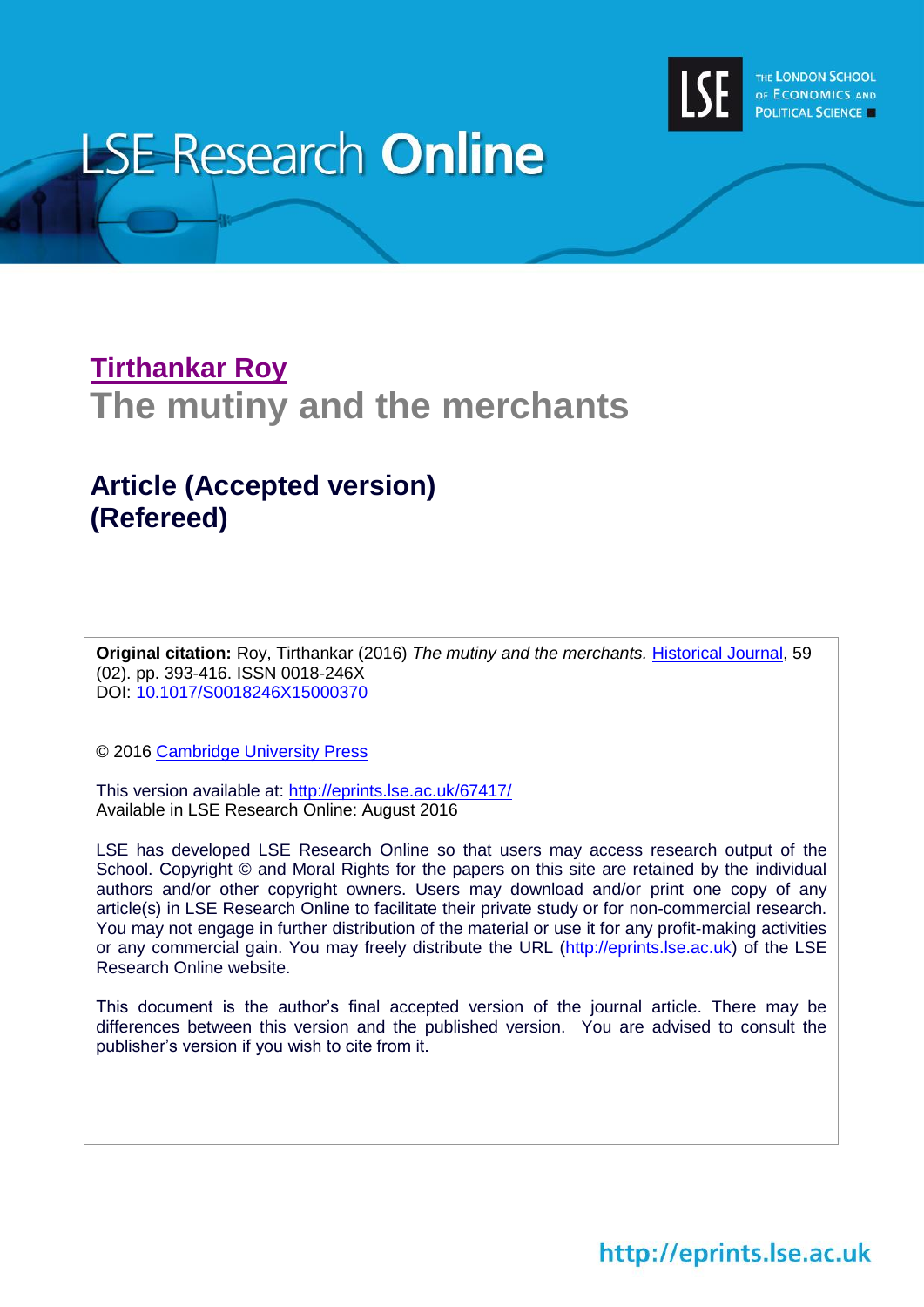# LSE Research Online

## Tirthankar Roy

# The mutiny and the merchants

## Article (Accepted version) (Refereed)

**Original citation:** Roy, Tirthankar (2016) *The mutiny and the merchants.* Historical Journal, 59 (02). pp. 393-416. ISSN 0018-246X
DOI: 10.1017/S0018246X15000370

© 2016 Cambridge University Press

This version available at: http://eprints.lse.ac.uk/67417/
Available in LSE Research Online: August 2016

LSE has developed LSE Research Online so that users may access research output of the School. Copyright © and Moral Rights for the papers on this site are retained by the individual authors and/or other copyright owners. Users may download and/or print one copy of any article(s) in LSE Research Online to facilitate their private study or for non-commercial research. You may not engage in further distribution of the material or use it for any profit-making activities or any commercial gain. You may freely distribute the URL (http://eprints.lse.ac.uk) of the LSE Research Online website.

This document is the author's final accepted version of the journal article. There may be differences between this version and the published version. You are advised to consult the publisher's version if you wish to cite from it.

http://eprints.lse.ac.uk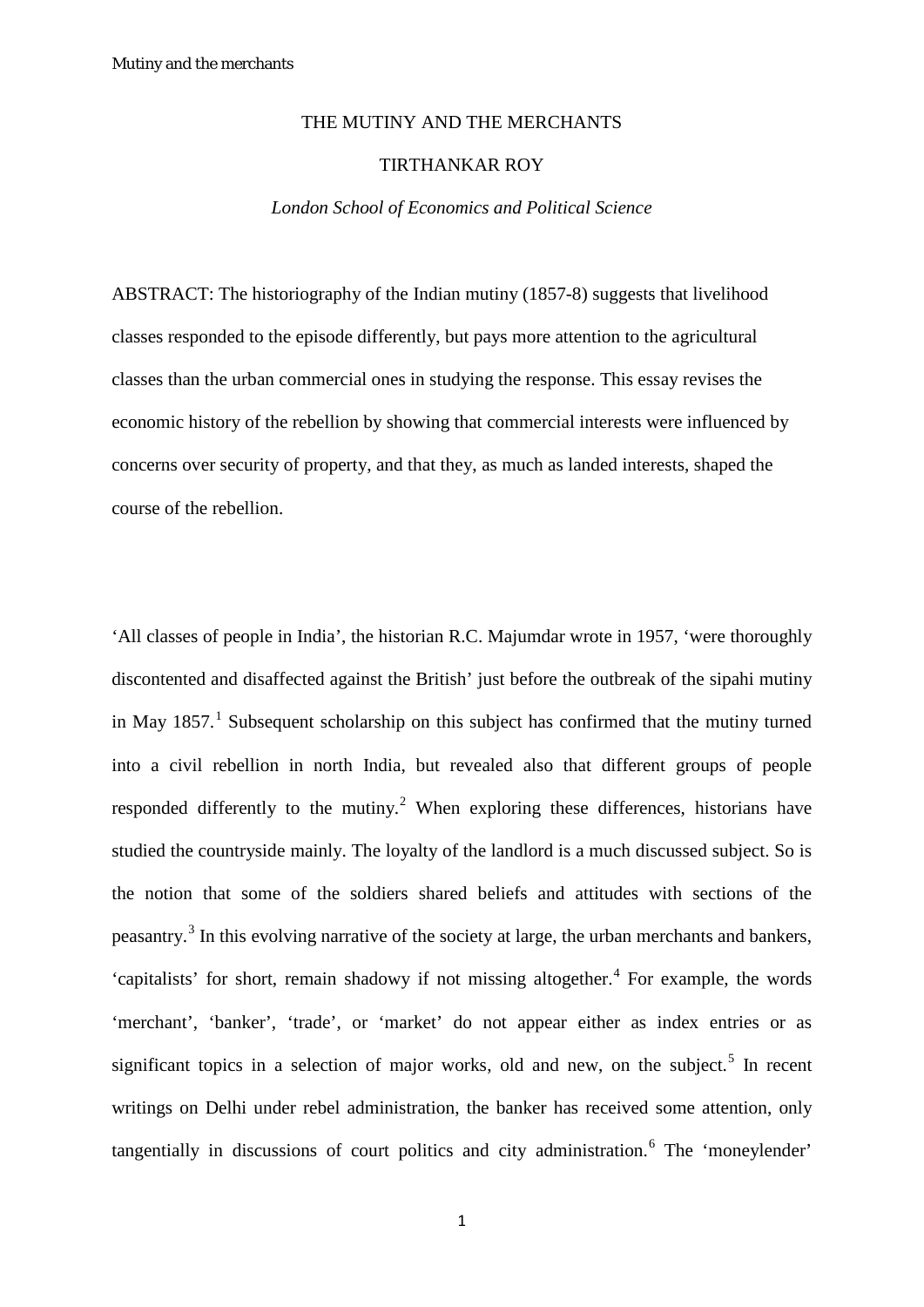# THE MUTINY AND THE MERCHANTS

TIRTHANKAR ROY

*London School of Economics and Political Science*

ABSTRACT: The historiography of the Indian mutiny (1857-8) suggests that livelihood classes responded to the episode differently, but pays more attention to the agricultural classes than the urban commercial ones in studying the response. This essay revises the economic history of the rebellion by showing that commercial interests were influenced by concerns over security of property, and that they, as much as landed interests, shaped the course of the rebellion.

'All classes of people in India', the historian R.C. Majumdar wrote in 1957, 'were thoroughly discontented and disaffected against the British' just before the outbreak of the sipahi mutiny in May 1857.[1] Subsequent scholarship on this subject has confirmed that the mutiny turned into a civil rebellion in north India, but revealed also that different groups of people responded differently to the mutiny.[2] When exploring these differences, historians have studied the countryside mainly. The loyalty of the landlord is a much discussed subject. So is the notion that some of the soldiers shared beliefs and attitudes with sections of the peasantry.[3] In this evolving narrative of the society at large, the urban merchants and bankers, 'capitalists' for short, remain shadowy if not missing altogether.[4] For example, the words 'merchant', 'banker', 'trade', or 'market' do not appear either as index entries or as significant topics in a selection of major works, old and new, on the subject.[5] In recent writings on Delhi under rebel administration, the banker has received some attention, only tangentially in discussions of court politics and city administration.[6] The 'moneylender'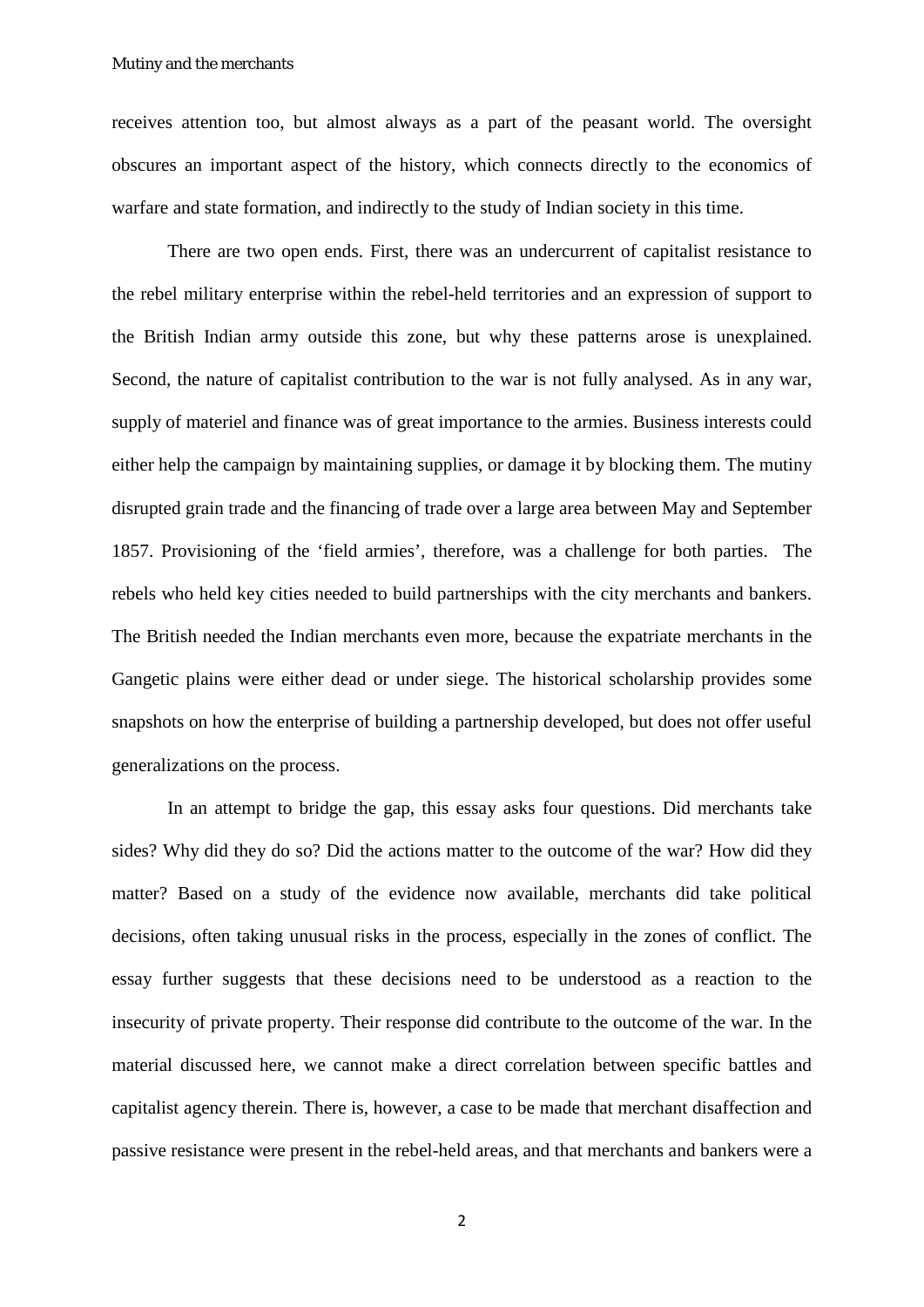receives attention too, but almost always as a part of the peasant world. The oversight obscures an important aspect of the history, which connects directly to the economics of warfare and state formation, and indirectly to the study of Indian society in this time.

There are two open ends. First, there was an undercurrent of capitalist resistance to the rebel military enterprise within the rebel-held territories and an expression of support to the British Indian army outside this zone, but why these patterns arose is unexplained. Second, the nature of capitalist contribution to the war is not fully analysed. As in any war, supply of materiel and finance was of great importance to the armies. Business interests could either help the campaign by maintaining supplies, or damage it by blocking them. The mutiny disrupted grain trade and the financing of trade over a large area between May and September 1857. Provisioning of the 'field armies', therefore, was a challenge for both parties. The rebels who held key cities needed to build partnerships with the city merchants and bankers. The British needed the Indian merchants even more, because the expatriate merchants in the Gangetic plains were either dead or under siege. The historical scholarship provides some snapshots on how the enterprise of building a partnership developed, but does not offer useful generalizations on the process.

In an attempt to bridge the gap, this essay asks four questions. Did merchants take sides? Why did they do so? Did the actions matter to the outcome of the war? How did they matter? Based on a study of the evidence now available, merchants did take political decisions, often taking unusual risks in the process, especially in the zones of conflict. The essay further suggests that these decisions need to be understood as a reaction to the insecurity of private property. Their response did contribute to the outcome of the war. In the material discussed here, we cannot make a direct correlation between specific battles and capitalist agency therein. There is, however, a case to be made that merchant disaffection and passive resistance were present in the rebel-held areas, and that merchants and bankers were a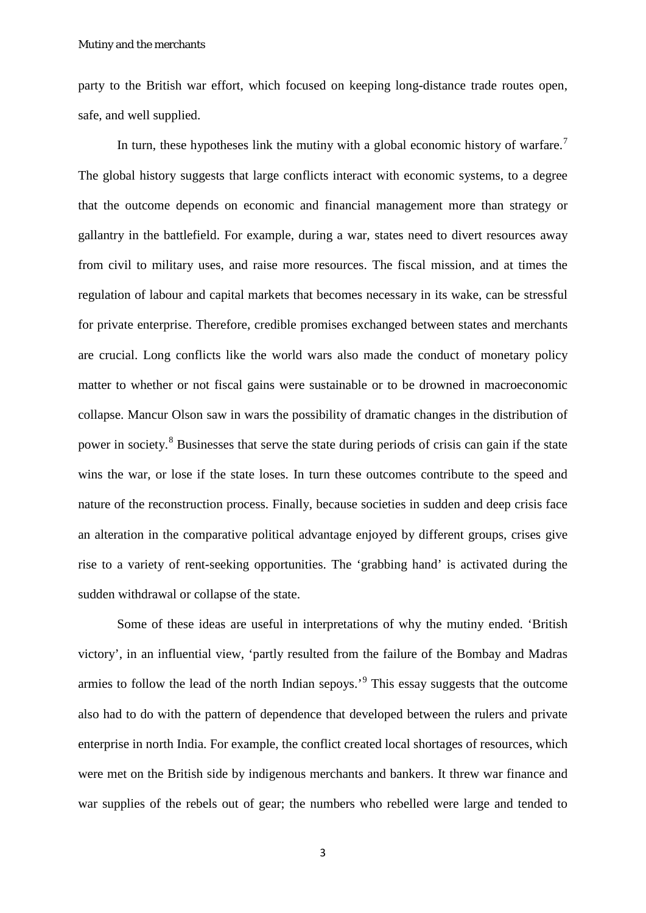party to the British war effort, which focused on keeping long-distance trade routes open, safe, and well supplied.

In turn, these hypotheses link the mutiny with a global economic history of warfare.[7] The global history suggests that large conflicts interact with economic systems, to a degree that the outcome depends on economic and financial management more than strategy or gallantry in the battlefield. For example, during a war, states need to divert resources away from civil to military uses, and raise more resources. The fiscal mission, and at times the regulation of labour and capital markets that becomes necessary in its wake, can be stressful for private enterprise. Therefore, credible promises exchanged between states and merchants are crucial. Long conflicts like the world wars also made the conduct of monetary policy matter to whether or not fiscal gains were sustainable or to be drowned in macroeconomic collapse. Mancur Olson saw in wars the possibility of dramatic changes in the distribution of power in society.[8] Businesses that serve the state during periods of crisis can gain if the state wins the war, or lose if the state loses. In turn these outcomes contribute to the speed and nature of the reconstruction process. Finally, because societies in sudden and deep crisis face an alteration in the comparative political advantage enjoyed by different groups, crises give rise to a variety of rent-seeking opportunities. The 'grabbing hand' is activated during the sudden withdrawal or collapse of the state.

Some of these ideas are useful in interpretations of why the mutiny ended. 'British victory', in an influential view, 'partly resulted from the failure of the Bombay and Madras armies to follow the lead of the north Indian sepoys.'[9] This essay suggests that the outcome also had to do with the pattern of dependence that developed between the rulers and private enterprise in north India. For example, the conflict created local shortages of resources, which were met on the British side by indigenous merchants and bankers. It threw war finance and war supplies of the rebels out of gear; the numbers who rebelled were large and tended to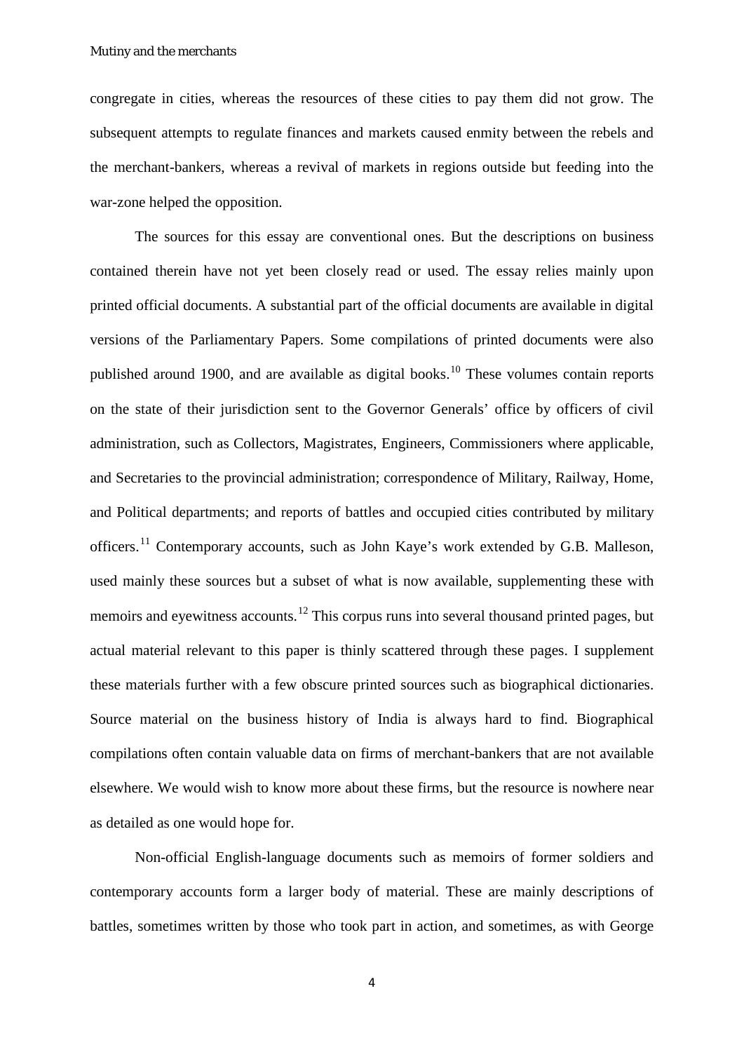congregate in cities, whereas the resources of these cities to pay them did not grow. The subsequent attempts to regulate finances and markets caused enmity between the rebels and the merchant-bankers, whereas a revival of markets in regions outside but feeding into the war-zone helped the opposition.

The sources for this essay are conventional ones. But the descriptions on business contained therein have not yet been closely read or used. The essay relies mainly upon printed official documents. A substantial part of the official documents are available in digital versions of the Parliamentary Papers. Some compilations of printed documents were also published around 1900, and are available as digital books.[10] These volumes contain reports on the state of their jurisdiction sent to the Governor Generals' office by officers of civil administration, such as Collectors, Magistrates, Engineers, Commissioners where applicable, and Secretaries to the provincial administration; correspondence of Military, Railway, Home, and Political departments; and reports of battles and occupied cities contributed by military officers.[11] Contemporary accounts, such as John Kaye's work extended by G.B. Malleson, used mainly these sources but a subset of what is now available, supplementing these with memoirs and eyewitness accounts.[12] This corpus runs into several thousand printed pages, but actual material relevant to this paper is thinly scattered through these pages. I supplement these materials further with a few obscure printed sources such as biographical dictionaries. Source material on the business history of India is always hard to find. Biographical compilations often contain valuable data on firms of merchant-bankers that are not available elsewhere. We would wish to know more about these firms, but the resource is nowhere near as detailed as one would hope for.

Non-official English-language documents such as memoirs of former soldiers and contemporary accounts form a larger body of material. These are mainly descriptions of battles, sometimes written by those who took part in action, and sometimes, as with George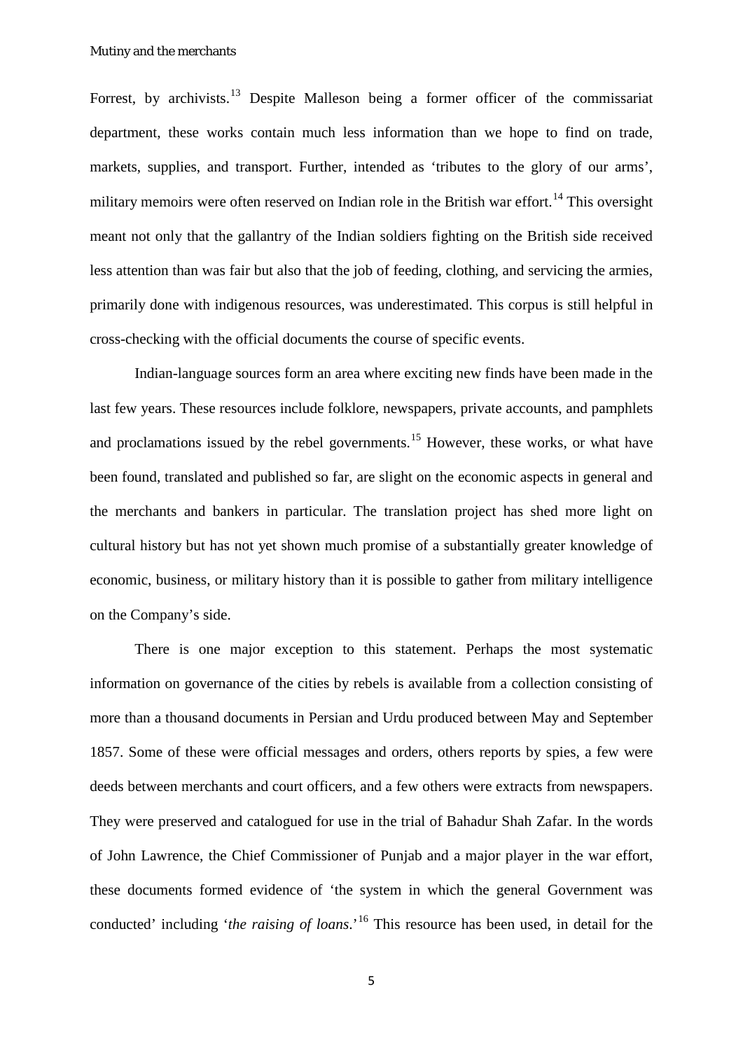Forrest, by archivists.[13] Despite Malleson being a former officer of the commissariat department, these works contain much less information than we hope to find on trade, markets, supplies, and transport. Further, intended as 'tributes to the glory of our arms', military memoirs were often reserved on Indian role in the British war effort.[14] This oversight meant not only that the gallantry of the Indian soldiers fighting on the British side received less attention than was fair but also that the job of feeding, clothing, and servicing the armies, primarily done with indigenous resources, was underestimated. This corpus is still helpful in cross-checking with the official documents the course of specific events.

Indian-language sources form an area where exciting new finds have been made in the last few years. These resources include folklore, newspapers, private accounts, and pamphlets and proclamations issued by the rebel governments.[15] However, these works, or what have been found, translated and published so far, are slight on the economic aspects in general and the merchants and bankers in particular. The translation project has shed more light on cultural history but has not yet shown much promise of a substantially greater knowledge of economic, business, or military history than it is possible to gather from military intelligence on the Company's side.

There is one major exception to this statement. Perhaps the most systematic information on governance of the cities by rebels is available from a collection consisting of more than a thousand documents in Persian and Urdu produced between May and September 1857. Some of these were official messages and orders, others reports by spies, a few were deeds between merchants and court officers, and a few others were extracts from newspapers. They were preserved and catalogued for use in the trial of Bahadur Shah Zafar. In the words of John Lawrence, the Chief Commissioner of Punjab and a major player in the war effort, these documents formed evidence of 'the system in which the general Government was conducted' including '*the raising of loans*.'[16] This resource has been used, in detail for the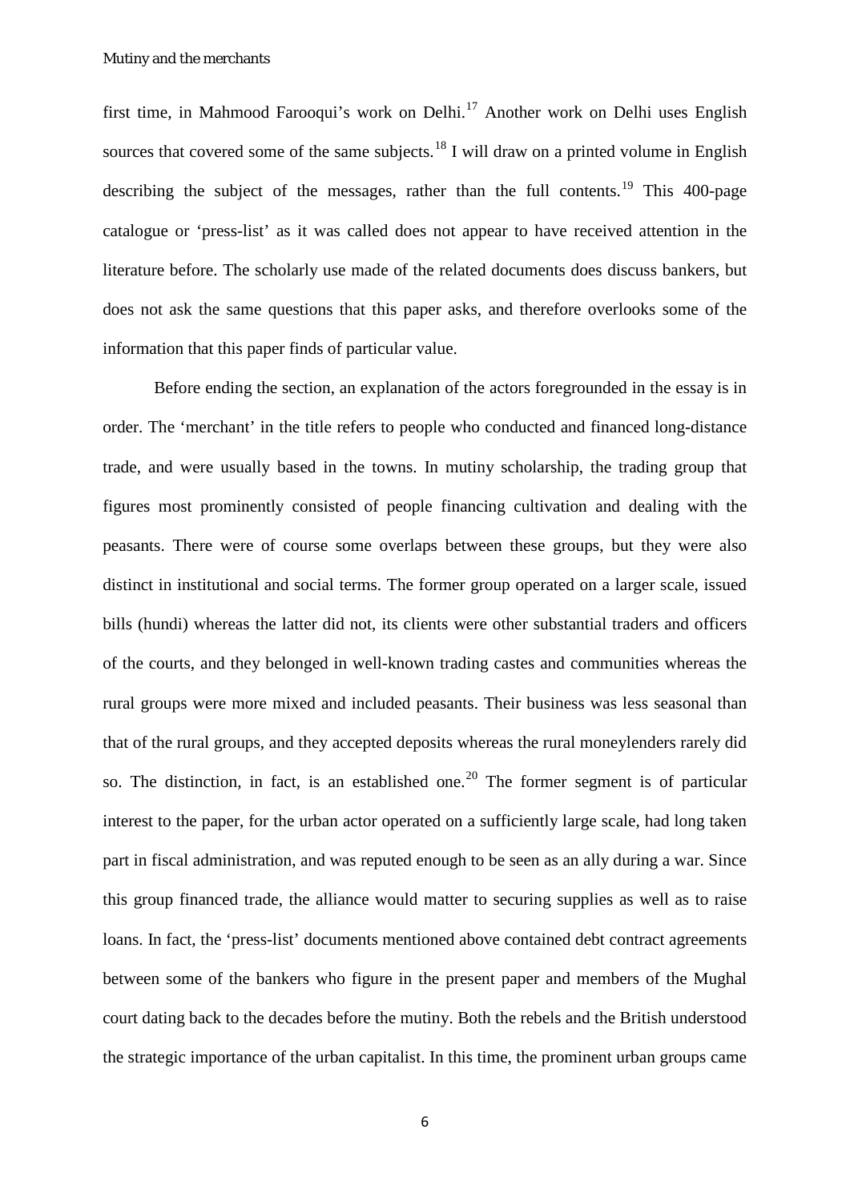first time, in Mahmood Farooqui's work on Delhi.[17] Another work on Delhi uses English sources that covered some of the same subjects.[18] I will draw on a printed volume in English describing the subject of the messages, rather than the full contents.[19] This 400-page catalogue or 'press-list' as it was called does not appear to have received attention in the literature before. The scholarly use made of the related documents does discuss bankers, but does not ask the same questions that this paper asks, and therefore overlooks some of the information that this paper finds of particular value.

Before ending the section, an explanation of the actors foregrounded in the essay is in order. The 'merchant' in the title refers to people who conducted and financed long-distance trade, and were usually based in the towns. In mutiny scholarship, the trading group that figures most prominently consisted of people financing cultivation and dealing with the peasants. There were of course some overlaps between these groups, but they were also distinct in institutional and social terms. The former group operated on a larger scale, issued bills (hundi) whereas the latter did not, its clients were other substantial traders and officers of the courts, and they belonged in well-known trading castes and communities whereas the rural groups were more mixed and included peasants. Their business was less seasonal than that of the rural groups, and they accepted deposits whereas the rural moneylenders rarely did so. The distinction, in fact, is an established one.[20] The former segment is of particular interest to the paper, for the urban actor operated on a sufficiently large scale, had long taken part in fiscal administration, and was reputed enough to be seen as an ally during a war. Since this group financed trade, the alliance would matter to securing supplies as well as to raise loans. In fact, the 'press-list' documents mentioned above contained debt contract agreements between some of the bankers who figure in the present paper and members of the Mughal court dating back to the decades before the mutiny. Both the rebels and the British understood the strategic importance of the urban capitalist. In this time, the prominent urban groups came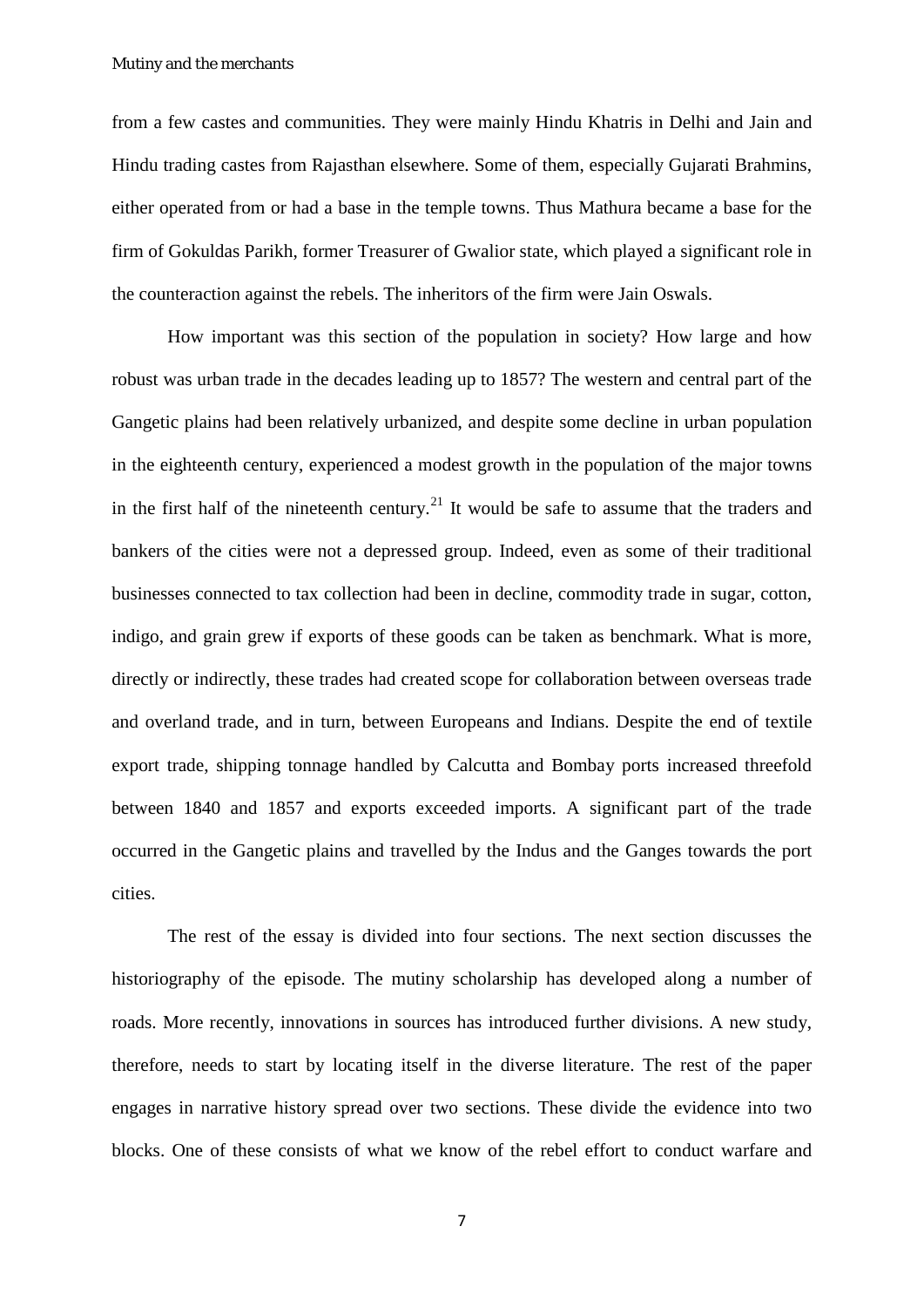from a few castes and communities. They were mainly Hindu Khatris in Delhi and Jain and Hindu trading castes from Rajasthan elsewhere. Some of them, especially Gujarati Brahmins, either operated from or had a base in the temple towns. Thus Mathura became a base for the firm of Gokuldas Parikh, former Treasurer of Gwalior state, which played a significant role in the counteraction against the rebels. The inheritors of the firm were Jain Oswals.

How important was this section of the population in society? How large and how robust was urban trade in the decades leading up to 1857? The western and central part of the Gangetic plains had been relatively urbanized, and despite some decline in urban population in the eighteenth century, experienced a modest growth in the population of the major towns in the first half of the nineteenth century.[21] It would be safe to assume that the traders and bankers of the cities were not a depressed group. Indeed, even as some of their traditional businesses connected to tax collection had been in decline, commodity trade in sugar, cotton, indigo, and grain grew if exports of these goods can be taken as benchmark. What is more, directly or indirectly, these trades had created scope for collaboration between overseas trade and overland trade, and in turn, between Europeans and Indians. Despite the end of textile export trade, shipping tonnage handled by Calcutta and Bombay ports increased threefold between 1840 and 1857 and exports exceeded imports. A significant part of the trade occurred in the Gangetic plains and travelled by the Indus and the Ganges towards the port cities.

The rest of the essay is divided into four sections. The next section discusses the historiography of the episode. The mutiny scholarship has developed along a number of roads. More recently, innovations in sources has introduced further divisions. A new study, therefore, needs to start by locating itself in the diverse literature. The rest of the paper engages in narrative history spread over two sections. These divide the evidence into two blocks. One of these consists of what we know of the rebel effort to conduct warfare and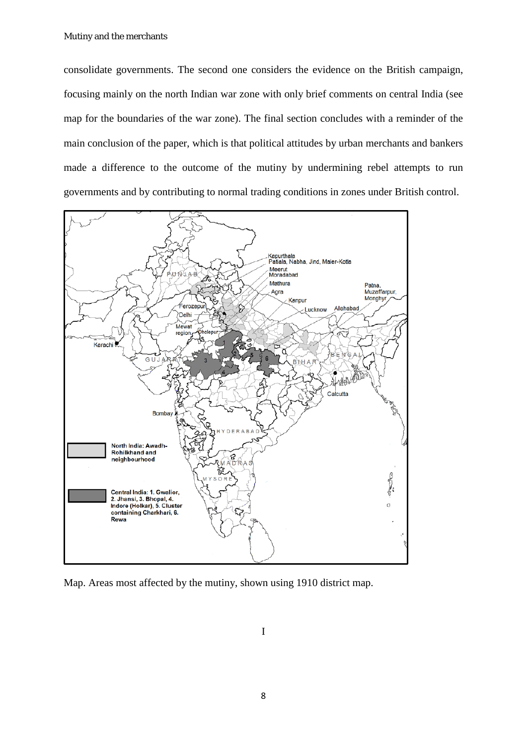consolidate governments. The second one considers the evidence on the British campaign, focusing mainly on the north Indian war zone with only brief comments on central India (see map for the boundaries of the war zone). The final section concludes with a reminder of the main conclusion of the paper, which is that political attitudes by urban merchants and bankers made a difference to the outcome of the mutiny by undermining rebel attempts to run governments and by contributing to normal trading conditions in zones under British control.

Map. Areas most affected by the mutiny, shown using 1910 district map.

I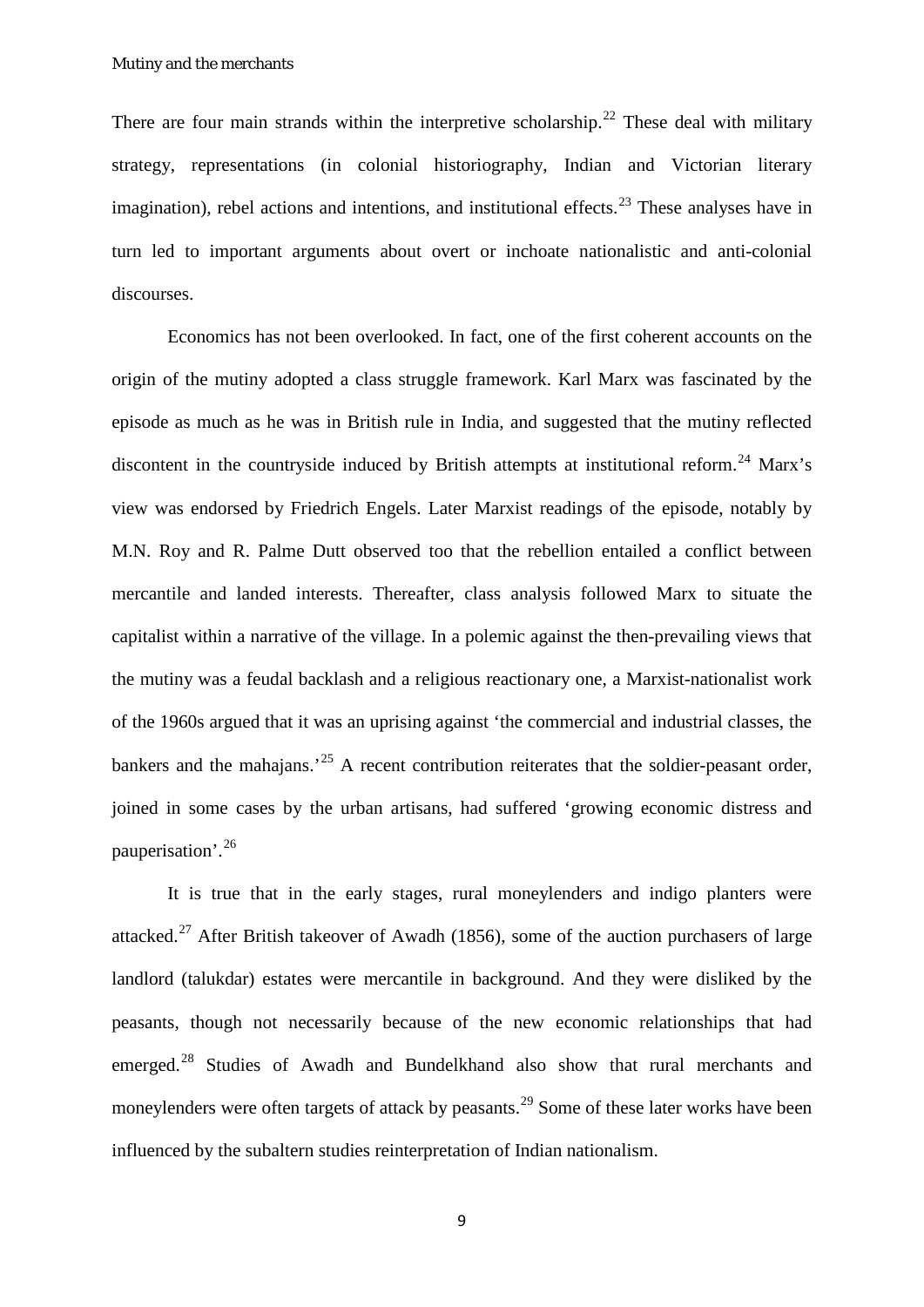There are four main strands within the interpretive scholarship.[22] These deal with military strategy, representations (in colonial historiography, Indian and Victorian literary imagination), rebel actions and intentions, and institutional effects.[23] These analyses have in turn led to important arguments about overt or inchoate nationalistic and anti-colonial discourses.

Economics has not been overlooked. In fact, one of the first coherent accounts on the origin of the mutiny adopted a class struggle framework. Karl Marx was fascinated by the episode as much as he was in British rule in India, and suggested that the mutiny reflected discontent in the countryside induced by British attempts at institutional reform.[24] Marx's view was endorsed by Friedrich Engels. Later Marxist readings of the episode, notably by M.N. Roy and R. Palme Dutt observed too that the rebellion entailed a conflict between mercantile and landed interests. Thereafter, class analysis followed Marx to situate the capitalist within a narrative of the village. In a polemic against the then-prevailing views that the mutiny was a feudal backlash and a religious reactionary one, a Marxist-nationalist work of the 1960s argued that it was an uprising against 'the commercial and industrial classes, the bankers and the mahajans.'[25] A recent contribution reiterates that the soldier-peasant order, joined in some cases by the urban artisans, had suffered 'growing economic distress and pauperisation'.[26]

It is true that in the early stages, rural moneylenders and indigo planters were attacked.[27] After British takeover of Awadh (1856), some of the auction purchasers of large landlord (talukdar) estates were mercantile in background. And they were disliked by the peasants, though not necessarily because of the new economic relationships that had emerged.[28] Studies of Awadh and Bundelkhand also show that rural merchants and moneylenders were often targets of attack by peasants.[29] Some of these later works have been influenced by the subaltern studies reinterpretation of Indian nationalism.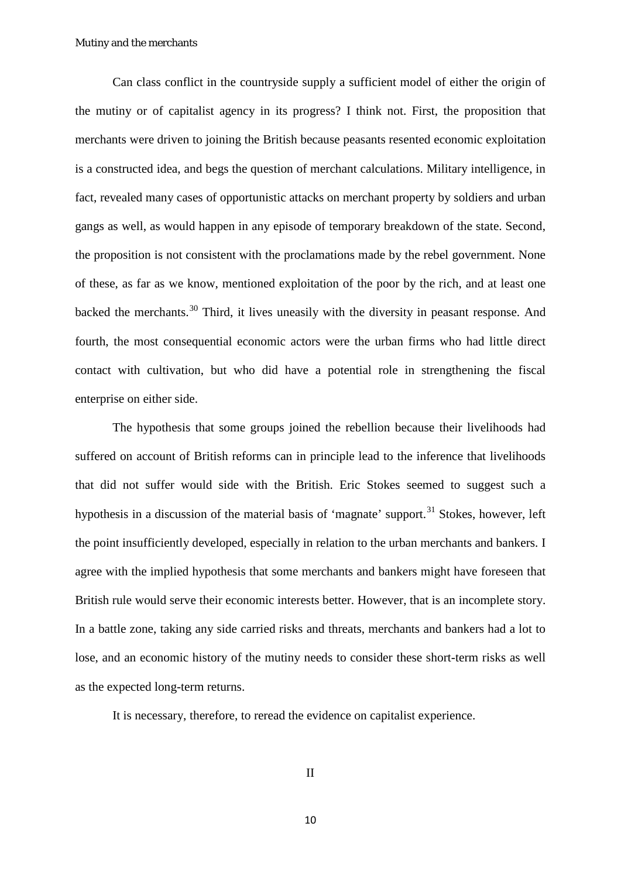Can class conflict in the countryside supply a sufficient model of either the origin of the mutiny or of capitalist agency in its progress? I think not. First, the proposition that merchants were driven to joining the British because peasants resented economic exploitation is a constructed idea, and begs the question of merchant calculations. Military intelligence, in fact, revealed many cases of opportunistic attacks on merchant property by soldiers and urban gangs as well, as would happen in any episode of temporary breakdown of the state. Second, the proposition is not consistent with the proclamations made by the rebel government. None of these, as far as we know, mentioned exploitation of the poor by the rich, and at least one backed the merchants.[30] Third, it lives uneasily with the diversity in peasant response. And fourth, the most consequential economic actors were the urban firms who had little direct contact with cultivation, but who did have a potential role in strengthening the fiscal enterprise on either side.

The hypothesis that some groups joined the rebellion because their livelihoods had suffered on account of British reforms can in principle lead to the inference that livelihoods that did not suffer would side with the British. Eric Stokes seemed to suggest such a hypothesis in a discussion of the material basis of 'magnate' support.[31] Stokes, however, left the point insufficiently developed, especially in relation to the urban merchants and bankers. I agree with the implied hypothesis that some merchants and bankers might have foreseen that British rule would serve their economic interests better. However, that is an incomplete story. In a battle zone, taking any side carried risks and threats, merchants and bankers had a lot to lose, and an economic history of the mutiny needs to consider these short-term risks as well as the expected long-term returns.

It is necessary, therefore, to reread the evidence on capitalist experience.

## II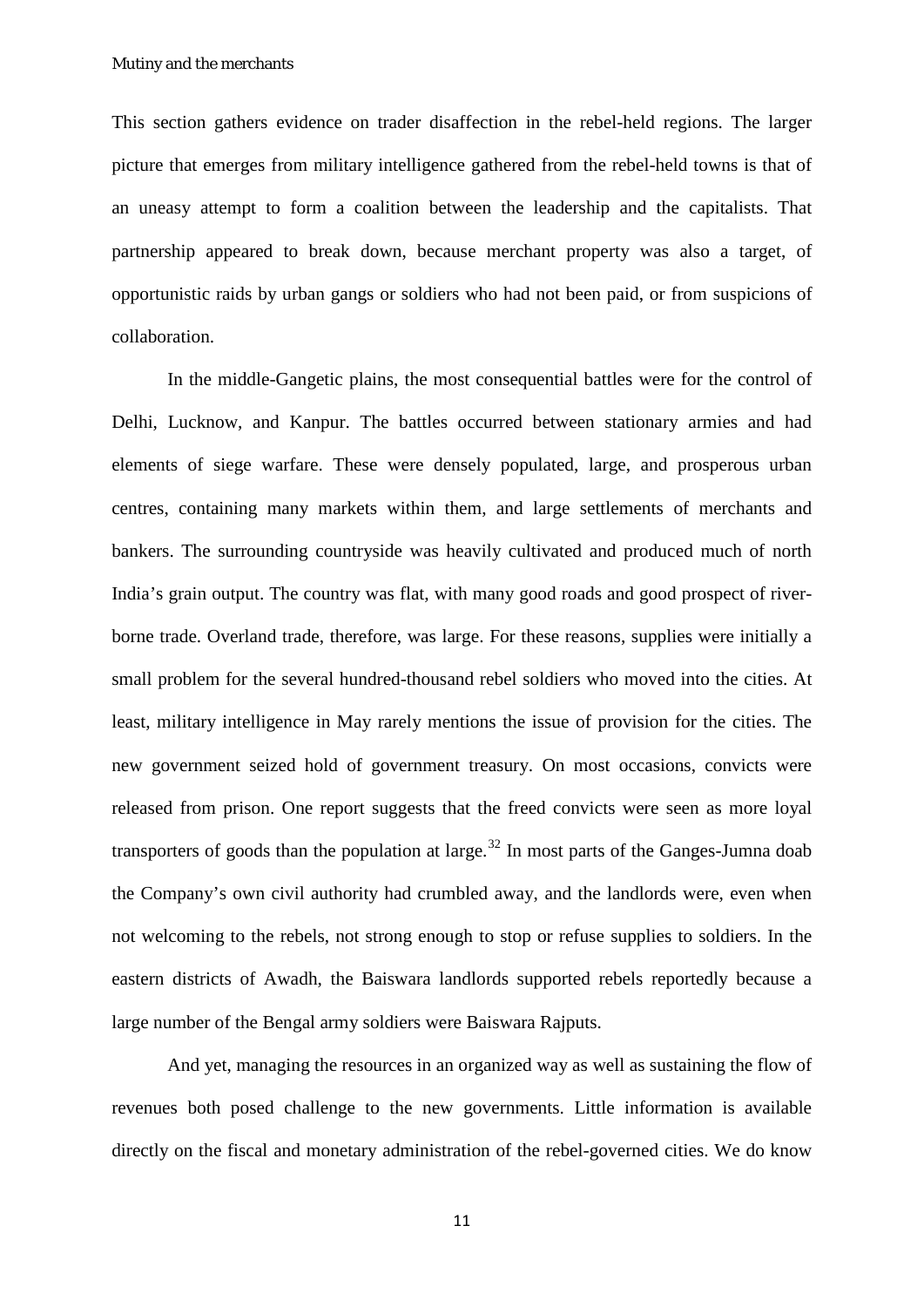This section gathers evidence on trader disaffection in the rebel-held regions. The larger picture that emerges from military intelligence gathered from the rebel-held towns is that of an uneasy attempt to form a coalition between the leadership and the capitalists. That partnership appeared to break down, because merchant property was also a target, of opportunistic raids by urban gangs or soldiers who had not been paid, or from suspicions of collaboration.

In the middle-Gangetic plains, the most consequential battles were for the control of Delhi, Lucknow, and Kanpur. The battles occurred between stationary armies and had elements of siege warfare. These were densely populated, large, and prosperous urban centres, containing many markets within them, and large settlements of merchants and bankers. The surrounding countryside was heavily cultivated and produced much of north India's grain output. The country was flat, with many good roads and good prospect of river-borne trade. Overland trade, therefore, was large. For these reasons, supplies were initially a small problem for the several hundred-thousand rebel soldiers who moved into the cities. At least, military intelligence in May rarely mentions the issue of provision for the cities. The new government seized hold of government treasury. On most occasions, convicts were released from prison. One report suggests that the freed convicts were seen as more loyal transporters of goods than the population at large.[32] In most parts of the Ganges-Jumna doab the Company's own civil authority had crumbled away, and the landlords were, even when not welcoming to the rebels, not strong enough to stop or refuse supplies to soldiers. In the eastern districts of Awadh, the Baiswara landlords supported rebels reportedly because a large number of the Bengal army soldiers were Baiswara Rajputs.

And yet, managing the resources in an organized way as well as sustaining the flow of revenues both posed challenge to the new governments. Little information is available directly on the fiscal and monetary administration of the rebel-governed cities. We do know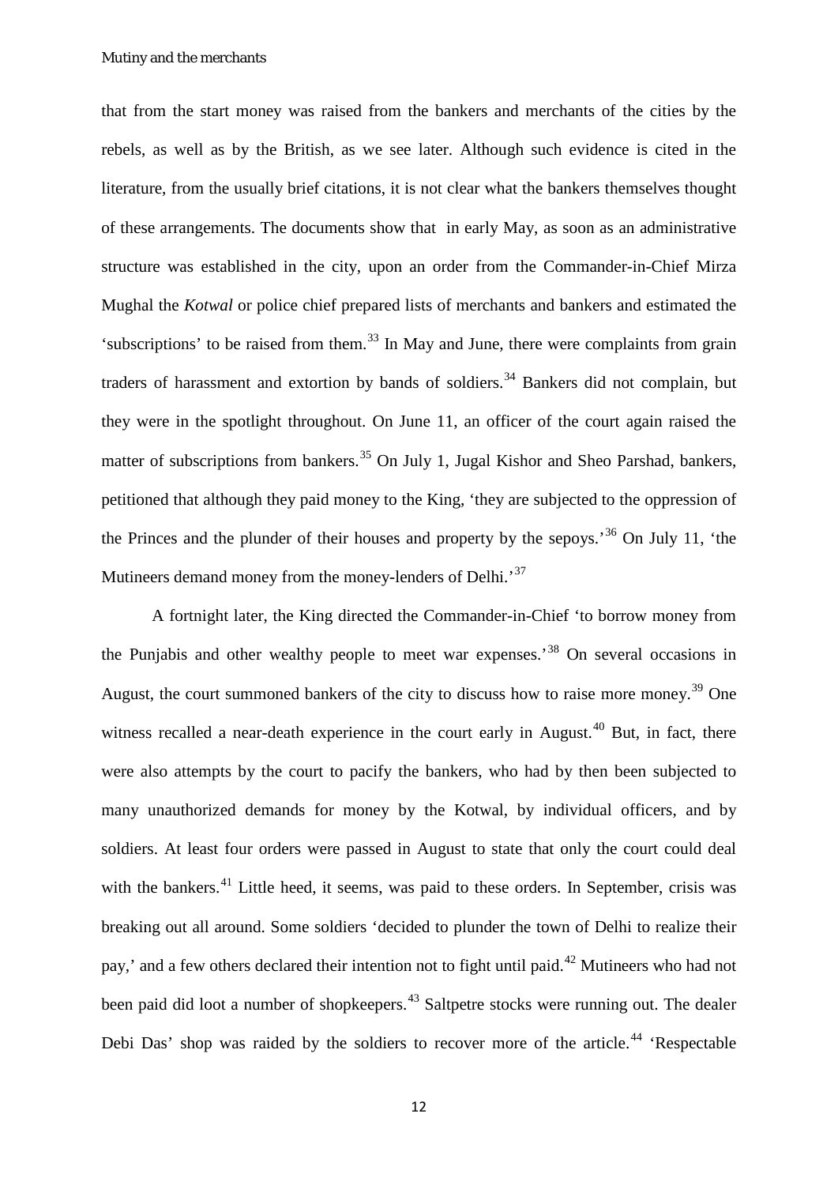that from the start money was raised from the bankers and merchants of the cities by the rebels, as well as by the British, as we see later. Although such evidence is cited in the literature, from the usually brief citations, it is not clear what the bankers themselves thought of these arrangements. The documents show that in early May, as soon as an administrative structure was established in the city, upon an order from the Commander-in-Chief Mirza Mughal the *Kotwal* or police chief prepared lists of merchants and bankers and estimated the 'subscriptions' to be raised from them.[33] In May and June, there were complaints from grain traders of harassment and extortion by bands of soldiers.[34] Bankers did not complain, but they were in the spotlight throughout. On June 11, an officer of the court again raised the matter of subscriptions from bankers.[35] On July 1, Jugal Kishor and Sheo Parshad, bankers, petitioned that although they paid money to the King, 'they are subjected to the oppression of the Princes and the plunder of their houses and property by the sepoys.'[36] On July 11, 'the Mutineers demand money from the money-lenders of Delhi.'[37]

A fortnight later, the King directed the Commander-in-Chief 'to borrow money from the Punjabis and other wealthy people to meet war expenses.'[38] On several occasions in August, the court summoned bankers of the city to discuss how to raise more money.[39] One witness recalled a near-death experience in the court early in August.[40] But, in fact, there were also attempts by the court to pacify the bankers, who had by then been subjected to many unauthorized demands for money by the Kotwal, by individual officers, and by soldiers. At least four orders were passed in August to state that only the court could deal with the bankers.[41] Little heed, it seems, was paid to these orders. In September, crisis was breaking out all around. Some soldiers 'decided to plunder the town of Delhi to realize their pay,' and a few others declared their intention not to fight until paid.[42] Mutineers who had not been paid did loot a number of shopkeepers.[43] Saltpetre stocks were running out. The dealer Debi Das' shop was raided by the soldiers to recover more of the article.[44] 'Respectable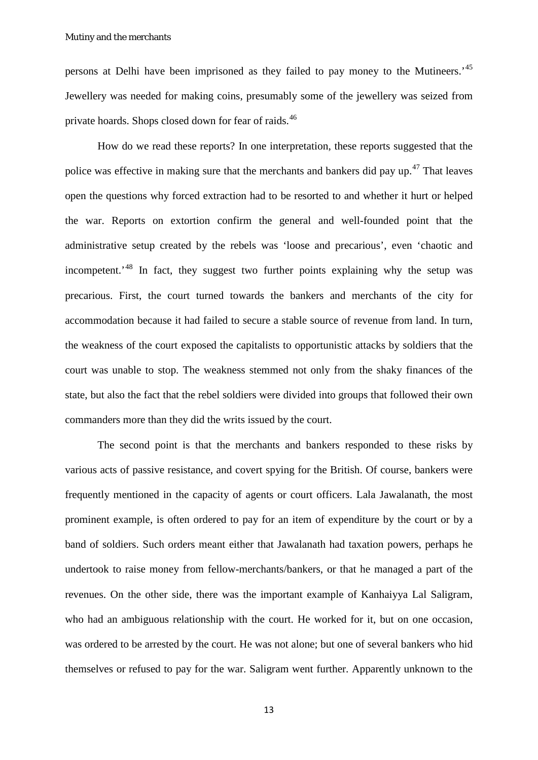persons at Delhi have been imprisoned as they failed to pay money to the Mutineers.'[45] Jewellery was needed for making coins, presumably some of the jewellery was seized from private hoards. Shops closed down for fear of raids.[46]

How do we read these reports? In one interpretation, these reports suggested that the police was effective in making sure that the merchants and bankers did pay up.[47] That leaves open the questions why forced extraction had to be resorted to and whether it hurt or helped the war. Reports on extortion confirm the general and well-founded point that the administrative setup created by the rebels was 'loose and precarious', even 'chaotic and incompetent.'[48] In fact, they suggest two further points explaining why the setup was precarious. First, the court turned towards the bankers and merchants of the city for accommodation because it had failed to secure a stable source of revenue from land. In turn, the weakness of the court exposed the capitalists to opportunistic attacks by soldiers that the court was unable to stop. The weakness stemmed not only from the shaky finances of the state, but also the fact that the rebel soldiers were divided into groups that followed their own commanders more than they did the writs issued by the court.

The second point is that the merchants and bankers responded to these risks by various acts of passive resistance, and covert spying for the British. Of course, bankers were frequently mentioned in the capacity of agents or court officers. Lala Jawalanath, the most prominent example, is often ordered to pay for an item of expenditure by the court or by a band of soldiers. Such orders meant either that Jawalanath had taxation powers, perhaps he undertook to raise money from fellow-merchants/bankers, or that he managed a part of the revenues. On the other side, there was the important example of Kanhaiyya Lal Saligram, who had an ambiguous relationship with the court. He worked for it, but on one occasion, was ordered to be arrested by the court. He was not alone; but one of several bankers who hid themselves or refused to pay for the war. Saligram went further. Apparently unknown to the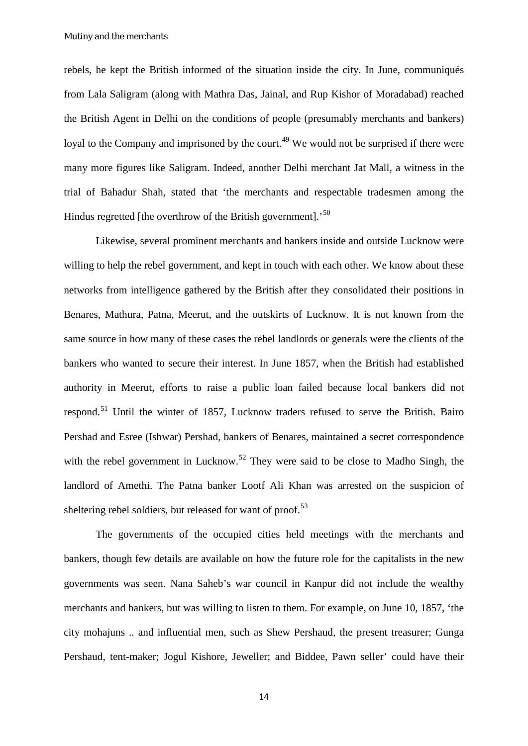rebels, he kept the British informed of the situation inside the city. In June, communiqués from Lala Saligram (along with Mathra Das, Jainal, and Rup Kishor of Moradabad) reached the British Agent in Delhi on the conditions of people (presumably merchants and bankers) loyal to the Company and imprisoned by the court.[49] We would not be surprised if there were many more figures like Saligram. Indeed, another Delhi merchant Jat Mall, a witness in the trial of Bahadur Shah, stated that 'the merchants and respectable tradesmen among the Hindus regretted [the overthrow of the British government].'[50]

Likewise, several prominent merchants and bankers inside and outside Lucknow were willing to help the rebel government, and kept in touch with each other. We know about these networks from intelligence gathered by the British after they consolidated their positions in Benares, Mathura, Patna, Meerut, and the outskirts of Lucknow. It is not known from the same source in how many of these cases the rebel landlords or generals were the clients of the bankers who wanted to secure their interest. In June 1857, when the British had established authority in Meerut, efforts to raise a public loan failed because local bankers did not respond.[51] Until the winter of 1857, Lucknow traders refused to serve the British. Bairo Pershad and Esree (Ishwar) Pershad, bankers of Benares, maintained a secret correspondence with the rebel government in Lucknow.[52] They were said to be close to Madho Singh, the landlord of Amethi. The Patna banker Lootf Ali Khan was arrested on the suspicion of sheltering rebel soldiers, but released for want of proof.[53]

The governments of the occupied cities held meetings with the merchants and bankers, though few details are available on how the future role for the capitalists in the new governments was seen. Nana Saheb's war council in Kanpur did not include the wealthy merchants and bankers, but was willing to listen to them. For example, on June 10, 1857, 'the city mohajuns .. and influential men, such as Shew Pershaud, the present treasurer; Gunga Pershaud, tent-maker; Jogul Kishore, Jeweller; and Biddee, Pawn seller' could have their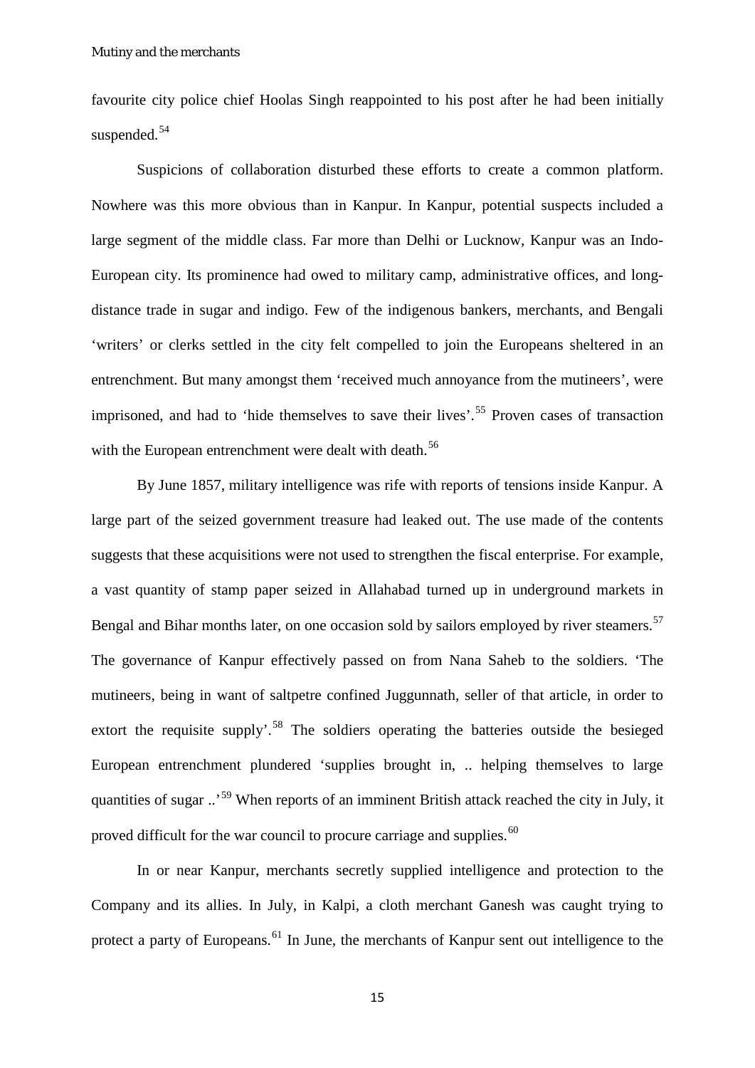favourite city police chief Hoolas Singh reappointed to his post after he had been initially suspended.[54]

Suspicions of collaboration disturbed these efforts to create a common platform. Nowhere was this more obvious than in Kanpur. In Kanpur, potential suspects included a large segment of the middle class. Far more than Delhi or Lucknow, Kanpur was an Indo-European city. Its prominence had owed to military camp, administrative offices, and long-distance trade in sugar and indigo. Few of the indigenous bankers, merchants, and Bengali 'writers' or clerks settled in the city felt compelled to join the Europeans sheltered in an entrenchment. But many amongst them 'received much annoyance from the mutineers', were imprisoned, and had to 'hide themselves to save their lives'.[55] Proven cases of transaction with the European entrenchment were dealt with death.[56]

By June 1857, military intelligence was rife with reports of tensions inside Kanpur. A large part of the seized government treasure had leaked out. The use made of the contents suggests that these acquisitions were not used to strengthen the fiscal enterprise. For example, a vast quantity of stamp paper seized in Allahabad turned up in underground markets in Bengal and Bihar months later, on one occasion sold by sailors employed by river steamers.[57] The governance of Kanpur effectively passed on from Nana Saheb to the soldiers. 'The mutineers, being in want of saltpetre confined Juggunnath, seller of that article, in order to extort the requisite supply'.[58] The soldiers operating the batteries outside the besieged European entrenchment plundered 'supplies brought in, .. helping themselves to large quantities of sugar ..'[59] When reports of an imminent British attack reached the city in July, it proved difficult for the war council to procure carriage and supplies.[60]

In or near Kanpur, merchants secretly supplied intelligence and protection to the Company and its allies. In July, in Kalpi, a cloth merchant Ganesh was caught trying to protect a party of Europeans.[61] In June, the merchants of Kanpur sent out intelligence to the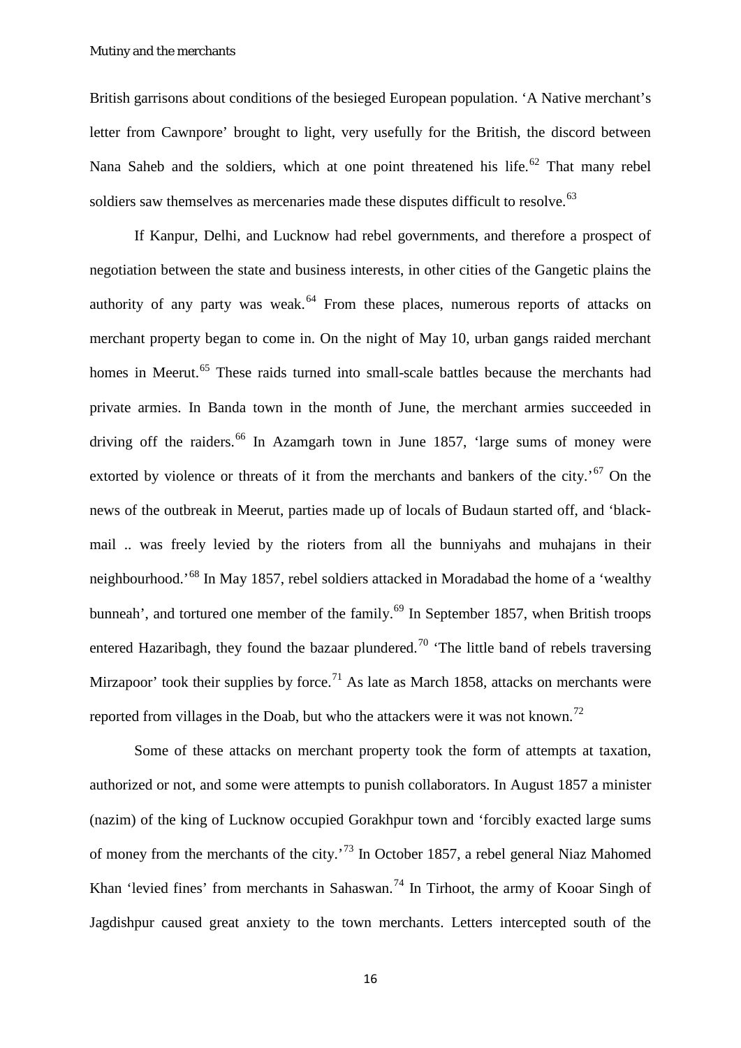British garrisons about conditions of the besieged European population. 'A Native merchant's letter from Cawnpore' brought to light, very usefully for the British, the discord between Nana Saheb and the soldiers, which at one point threatened his life.[62] That many rebel soldiers saw themselves as mercenaries made these disputes difficult to resolve.[63]

If Kanpur, Delhi, and Lucknow had rebel governments, and therefore a prospect of negotiation between the state and business interests, in other cities of the Gangetic plains the authority of any party was weak.[64] From these places, numerous reports of attacks on merchant property began to come in. On the night of May 10, urban gangs raided merchant homes in Meerut.[65] These raids turned into small-scale battles because the merchants had private armies. In Banda town in the month of June, the merchant armies succeeded in driving off the raiders.[66] In Azamgarh town in June 1857, 'large sums of money were extorted by violence or threats of it from the merchants and bankers of the city.'[67] On the news of the outbreak in Meerut, parties made up of locals of Budaun started off, and 'black-mail .. was freely levied by the rioters from all the bunniyahs and muhajans in their neighbourhood.'[68] In May 1857, rebel soldiers attacked in Moradabad the home of a 'wealthy bunneah', and tortured one member of the family.[69] In September 1857, when British troops entered Hazaribagh, they found the bazaar plundered.[70] 'The little band of rebels traversing Mirzapoor' took their supplies by force.[71] As late as March 1858, attacks on merchants were reported from villages in the Doab, but who the attackers were it was not known.[72]

Some of these attacks on merchant property took the form of attempts at taxation, authorized or not, and some were attempts to punish collaborators. In August 1857 a minister (nazim) of the king of Lucknow occupied Gorakhpur town and 'forcibly exacted large sums of money from the merchants of the city.'[73] In October 1857, a rebel general Niaz Mahomed Khan 'levied fines' from merchants in Sahaswan.[74] In Tirhoot, the army of Kooar Singh of Jagdishpur caused great anxiety to the town merchants. Letters intercepted south of the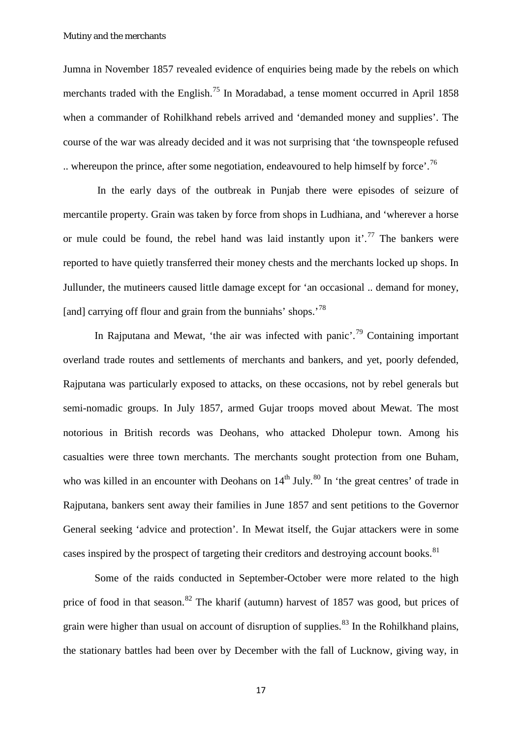Jumna in November 1857 revealed evidence of enquiries being made by the rebels on which merchants traded with the English.[75] In Moradabad, a tense moment occurred in April 1858 when a commander of Rohilkhand rebels arrived and 'demanded money and supplies'. The course of the war was already decided and it was not surprising that 'the townspeople refused .. whereupon the prince, after some negotiation, endeavoured to help himself by force'.[76]

In the early days of the outbreak in Punjab there were episodes of seizure of mercantile property. Grain was taken by force from shops in Ludhiana, and 'wherever a horse or mule could be found, the rebel hand was laid instantly upon it'.[77] The bankers were reported to have quietly transferred their money chests and the merchants locked up shops. In Jullunder, the mutineers caused little damage except for 'an occasional .. demand for money, [and] carrying off flour and grain from the bunniahs' shops.'[78]

In Rajputana and Mewat, 'the air was infected with panic'.[79] Containing important overland trade routes and settlements of merchants and bankers, and yet, poorly defended, Rajputana was particularly exposed to attacks, on these occasions, not by rebel generals but semi-nomadic groups. In July 1857, armed Gujar troops moved about Mewat. The most notorious in British records was Deohans, who attacked Dholepur town. Among his casualties were three town merchants. The merchants sought protection from one Buham, who was killed in an encounter with Deohans on 14th July.[80] In 'the great centres' of trade in Rajputana, bankers sent away their families in June 1857 and sent petitions to the Governor General seeking 'advice and protection'. In Mewat itself, the Gujar attackers were in some cases inspired by the prospect of targeting their creditors and destroying account books.[81]

Some of the raids conducted in September-October were more related to the high price of food in that season.[82] The kharif (autumn) harvest of 1857 was good, but prices of grain were higher than usual on account of disruption of supplies.[83] In the Rohilkhand plains, the stationary battles had been over by December with the fall of Lucknow, giving way, in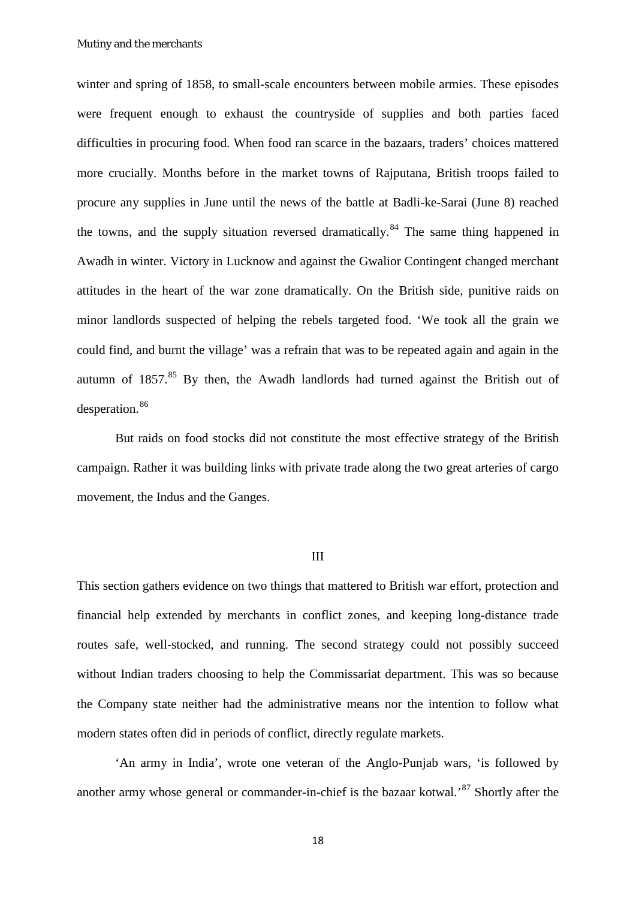winter and spring of 1858, to small-scale encounters between mobile armies. These episodes were frequent enough to exhaust the countryside of supplies and both parties faced difficulties in procuring food. When food ran scarce in the bazaars, traders' choices mattered more crucially. Months before in the market towns of Rajputana, British troops failed to procure any supplies in June until the news of the battle at Badli-ke-Sarai (June 8) reached the towns, and the supply situation reversed dramatically.[84] The same thing happened in Awadh in winter. Victory in Lucknow and against the Gwalior Contingent changed merchant attitudes in the heart of the war zone dramatically. On the British side, punitive raids on minor landlords suspected of helping the rebels targeted food. 'We took all the grain we could find, and burnt the village' was a refrain that was to be repeated again and again in the autumn of 1857.[85] By then, the Awadh landlords had turned against the British out of desperation.[86]

But raids on food stocks did not constitute the most effective strategy of the British campaign. Rather it was building links with private trade along the two great arteries of cargo movement, the Indus and the Ganges.

## III

This section gathers evidence on two things that mattered to British war effort, protection and financial help extended by merchants in conflict zones, and keeping long-distance trade routes safe, well-stocked, and running. The second strategy could not possibly succeed without Indian traders choosing to help the Commissariat department. This was so because the Company state neither had the administrative means nor the intention to follow what modern states often did in periods of conflict, directly regulate markets.

'An army in India', wrote one veteran of the Anglo-Punjab wars, 'is followed by another army whose general or commander-in-chief is the bazaar kotwal.'[87] Shortly after the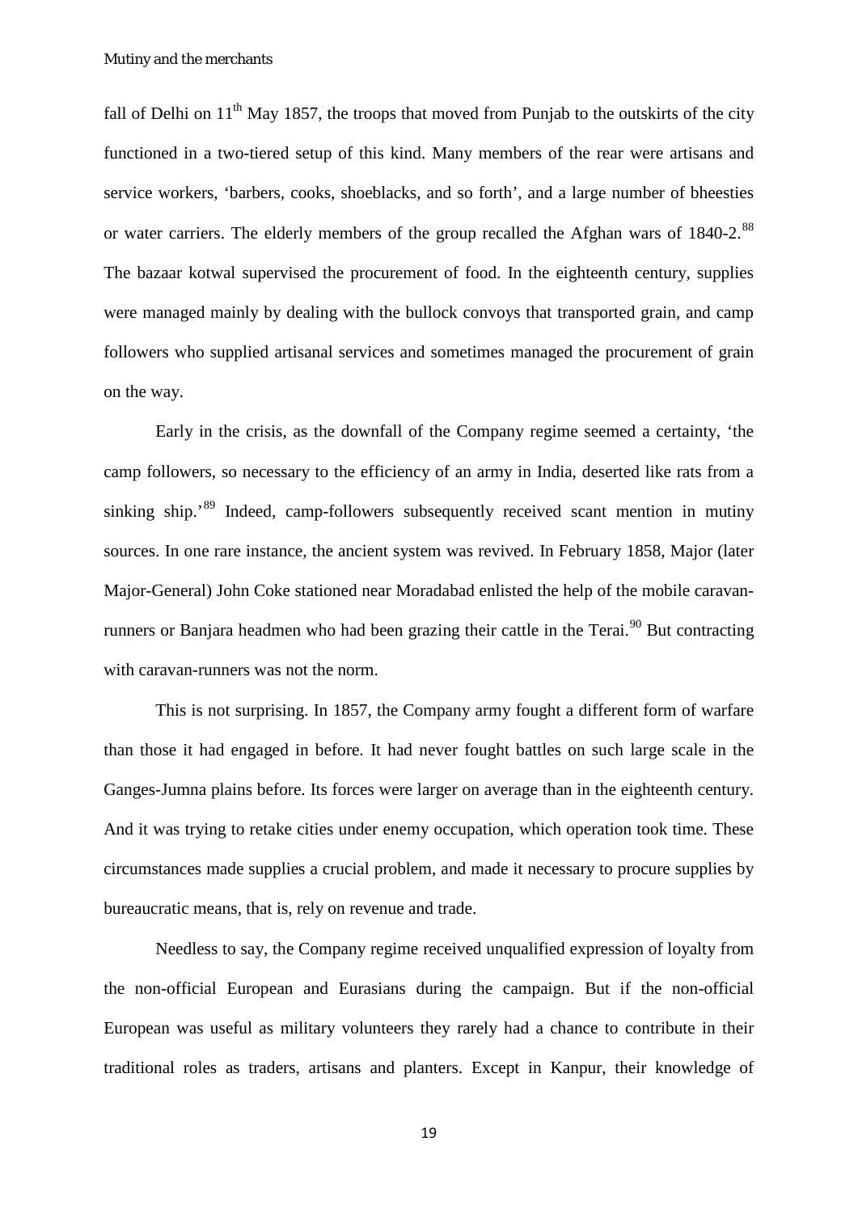fall of Delhi on 11th May 1857, the troops that moved from Punjab to the outskirts of the city functioned in a two-tiered setup of this kind. Many members of the rear were artisans and service workers, 'barbers, cooks, shoeblacks, and so forth', and a large number of bheesties or water carriers. The elderly members of the group recalled the Afghan wars of 1840-2.[88] The bazaar kotwal supervised the procurement of food. In the eighteenth century, supplies were managed mainly by dealing with the bullock convoys that transported grain, and camp followers who supplied artisanal services and sometimes managed the procurement of grain on the way.

Early in the crisis, as the downfall of the Company regime seemed a certainty, 'the camp followers, so necessary to the efficiency of an army in India, deserted like rats from a sinking ship.'[89] Indeed, camp-followers subsequently received scant mention in mutiny sources. In one rare instance, the ancient system was revived. In February 1858, Major (later Major-General) John Coke stationed near Moradabad enlisted the help of the mobile caravan-runners or Banjara headmen who had been grazing their cattle in the Terai.[90] But contracting with caravan-runners was not the norm.

This is not surprising. In 1857, the Company army fought a different form of warfare than those it had engaged in before. It had never fought battles on such large scale in the Ganges-Jumna plains before. Its forces were larger on average than in the eighteenth century. And it was trying to retake cities under enemy occupation, which operation took time. These circumstances made supplies a crucial problem, and made it necessary to procure supplies by bureaucratic means, that is, rely on revenue and trade.

Needless to say, the Company regime received unqualified expression of loyalty from the non-official European and Eurasians during the campaign. But if the non-official European was useful as military volunteers they rarely had a chance to contribute in their traditional roles as traders, artisans and planters. Except in Kanpur, their knowledge of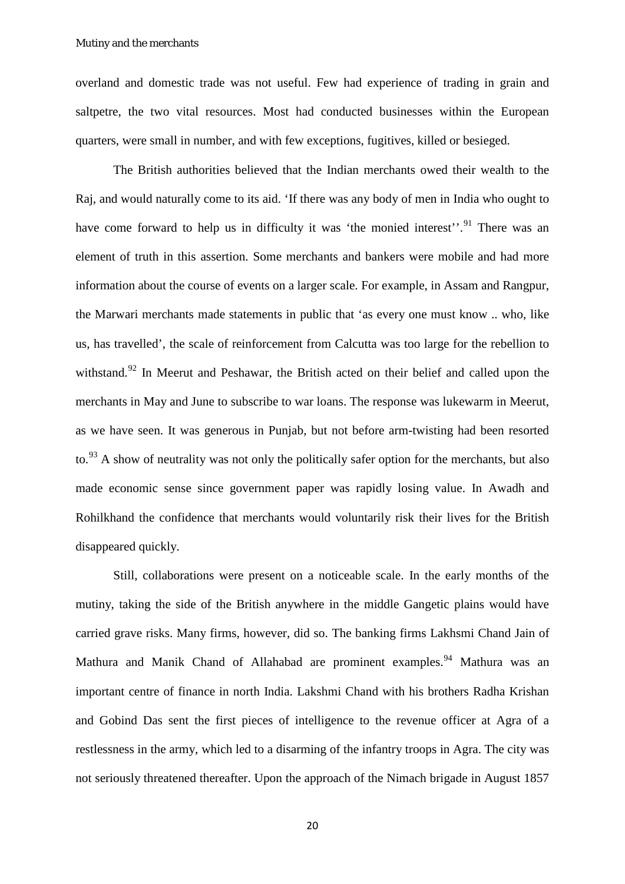overland and domestic trade was not useful. Few had experience of trading in grain and saltpetre, the two vital resources. Most had conducted businesses within the European quarters, were small in number, and with few exceptions, fugitives, killed or besieged.

The British authorities believed that the Indian merchants owed their wealth to the Raj, and would naturally come to its aid. 'If there was any body of men in India who ought to have come forward to help us in difficulty it was 'the monied interest''.[91] There was an element of truth in this assertion. Some merchants and bankers were mobile and had more information about the course of events on a larger scale. For example, in Assam and Rangpur, the Marwari merchants made statements in public that 'as every one must know .. who, like us, has travelled', the scale of reinforcement from Calcutta was too large for the rebellion to withstand.[92] In Meerut and Peshawar, the British acted on their belief and called upon the merchants in May and June to subscribe to war loans. The response was lukewarm in Meerut, as we have seen. It was generous in Punjab, but not before arm-twisting had been resorted to.[93] A show of neutrality was not only the politically safer option for the merchants, but also made economic sense since government paper was rapidly losing value. In Awadh and Rohilkhand the confidence that merchants would voluntarily risk their lives for the British disappeared quickly.

Still, collaborations were present on a noticeable scale. In the early months of the mutiny, taking the side of the British anywhere in the middle Gangetic plains would have carried grave risks. Many firms, however, did so. The banking firms Lakhsmi Chand Jain of Mathura and Manik Chand of Allahabad are prominent examples.[94] Mathura was an important centre of finance in north India. Lakshmi Chand with his brothers Radha Krishan and Gobind Das sent the first pieces of intelligence to the revenue officer at Agra of a restlessness in the army, which led to a disarming of the infantry troops in Agra. The city was not seriously threatened thereafter. Upon the approach of the Nimach brigade in August 1857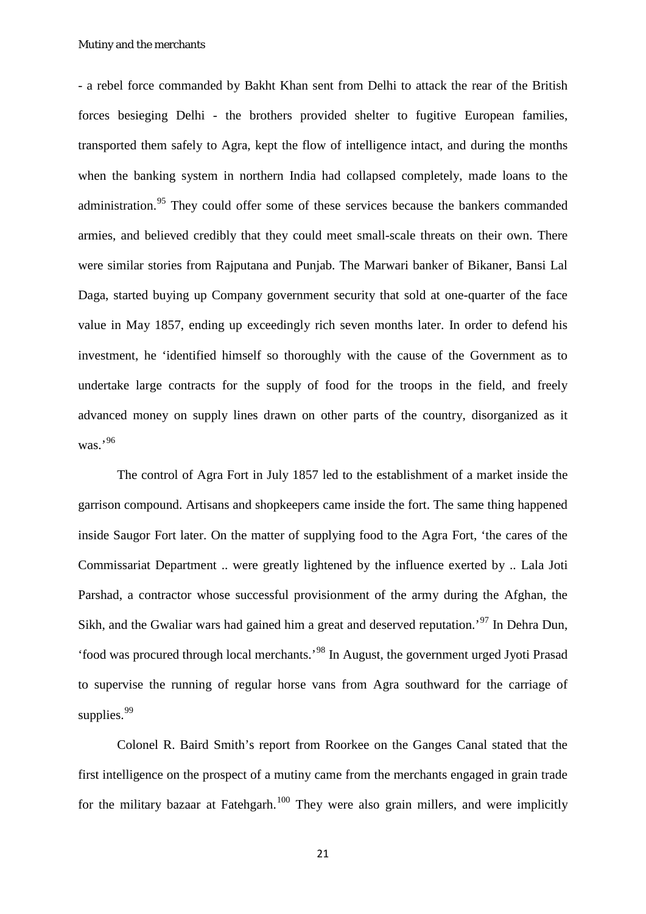- a rebel force commanded by Bakht Khan sent from Delhi to attack the rear of the British forces besieging Delhi - the brothers provided shelter to fugitive European families, transported them safely to Agra, kept the flow of intelligence intact, and during the months when the banking system in northern India had collapsed completely, made loans to the administration.[95] They could offer some of these services because the bankers commanded armies, and believed credibly that they could meet small-scale threats on their own. There were similar stories from Rajputana and Punjab. The Marwari banker of Bikaner, Bansi Lal Daga, started buying up Company government security that sold at one-quarter of the face value in May 1857, ending up exceedingly rich seven months later. In order to defend his investment, he 'identified himself so thoroughly with the cause of the Government as to undertake large contracts for the supply of food for the troops in the field, and freely advanced money on supply lines drawn on other parts of the country, disorganized as it was.'[96]

The control of Agra Fort in July 1857 led to the establishment of a market inside the garrison compound. Artisans and shopkeepers came inside the fort. The same thing happened inside Saugor Fort later. On the matter of supplying food to the Agra Fort, 'the cares of the Commissariat Department .. were greatly lightened by the influence exerted by .. Lala Joti Parshad, a contractor whose successful provisionment of the army during the Afghan, the Sikh, and the Gwaliar wars had gained him a great and deserved reputation.'[97] In Dehra Dun, 'food was procured through local merchants.'[98] In August, the government urged Jyoti Prasad to supervise the running of regular horse vans from Agra southward for the carriage of supplies.[99]

Colonel R. Baird Smith's report from Roorkee on the Ganges Canal stated that the first intelligence on the prospect of a mutiny came from the merchants engaged in grain trade for the military bazaar at Fatehgarh.[100] They were also grain millers, and were implicitly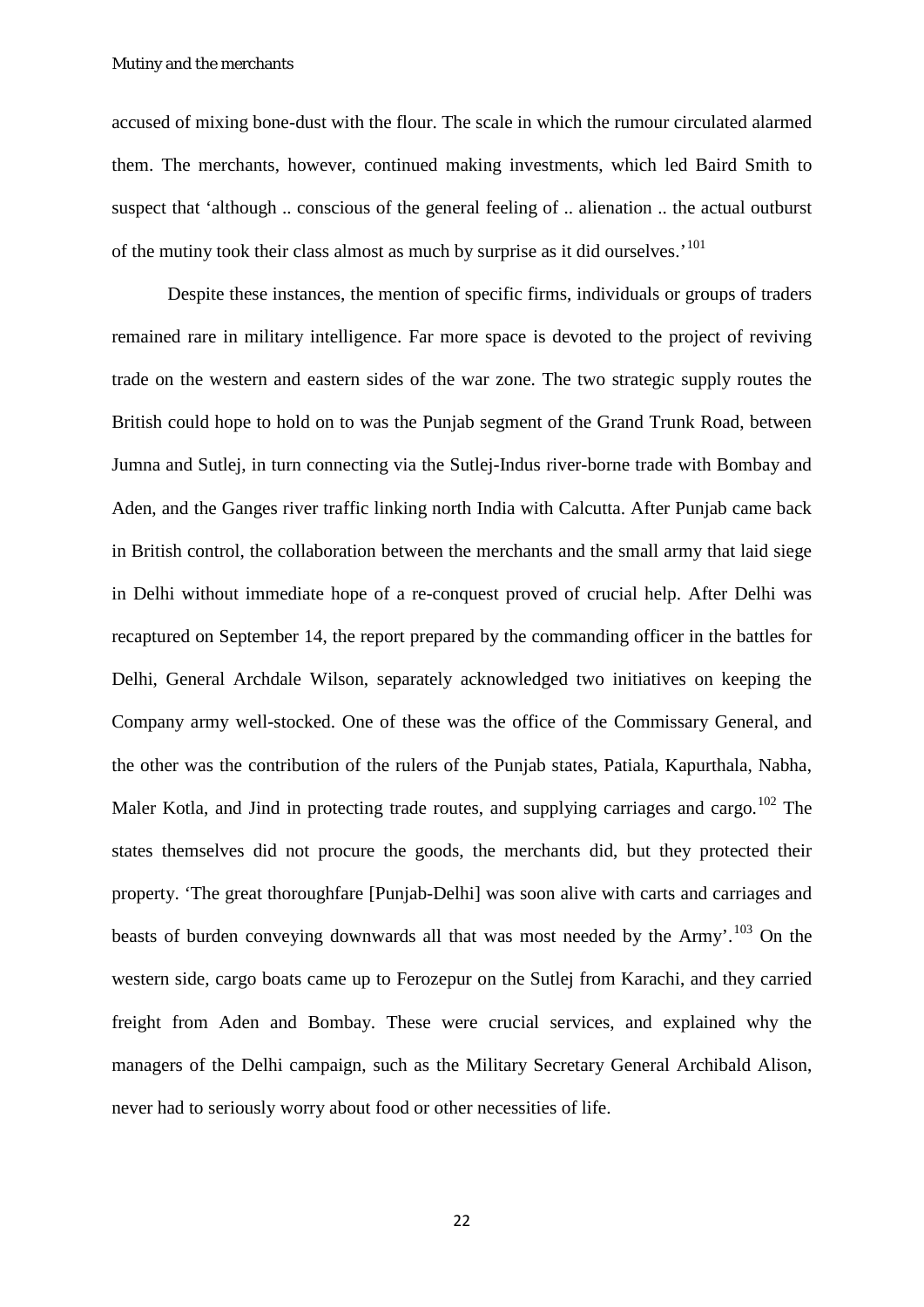accused of mixing bone-dust with the flour. The scale in which the rumour circulated alarmed them. The merchants, however, continued making investments, which led Baird Smith to suspect that 'although .. conscious of the general feeling of .. alienation .. the actual outburst of the mutiny took their class almost as much by surprise as it did ourselves.'[101]

Despite these instances, the mention of specific firms, individuals or groups of traders remained rare in military intelligence. Far more space is devoted to the project of reviving trade on the western and eastern sides of the war zone. The two strategic supply routes the British could hope to hold on to was the Punjab segment of the Grand Trunk Road, between Jumna and Sutlej, in turn connecting via the Sutlej-Indus river-borne trade with Bombay and Aden, and the Ganges river traffic linking north India with Calcutta. After Punjab came back in British control, the collaboration between the merchants and the small army that laid siege in Delhi without immediate hope of a re-conquest proved of crucial help. After Delhi was recaptured on September 14, the report prepared by the commanding officer in the battles for Delhi, General Archdale Wilson, separately acknowledged two initiatives on keeping the Company army well-stocked. One of these was the office of the Commissary General, and the other was the contribution of the rulers of the Punjab states, Patiala, Kapurthala, Nabha, Maler Kotla, and Jind in protecting trade routes, and supplying carriages and cargo.[102] The states themselves did not procure the goods, the merchants did, but they protected their property. 'The great thoroughfare [Punjab-Delhi] was soon alive with carts and carriages and beasts of burden conveying downwards all that was most needed by the Army'.[103] On the western side, cargo boats came up to Ferozepur on the Sutlej from Karachi, and they carried freight from Aden and Bombay. These were crucial services, and explained why the managers of the Delhi campaign, such as the Military Secretary General Archibald Alison, never had to seriously worry about food or other necessities of life.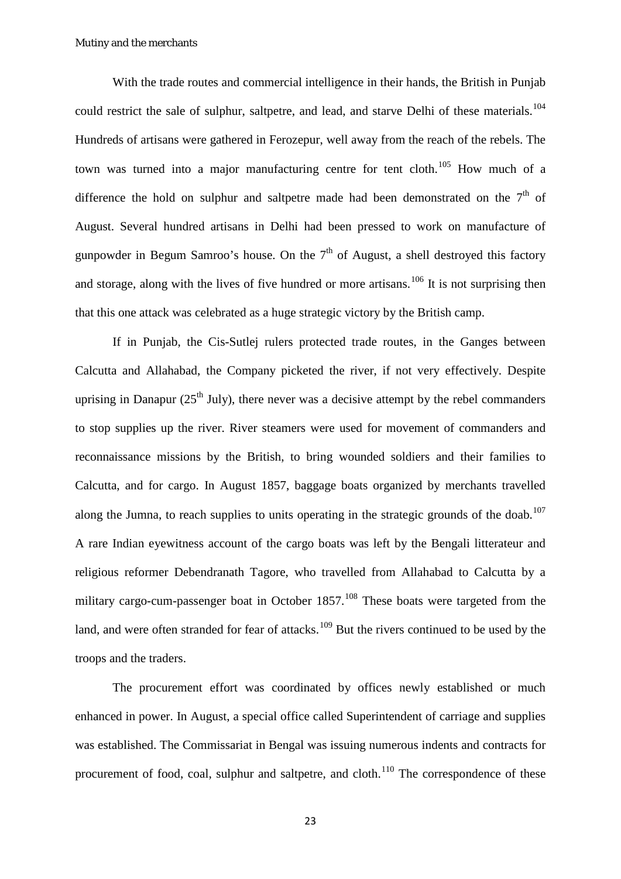With the trade routes and commercial intelligence in their hands, the British in Punjab could restrict the sale of sulphur, saltpetre, and lead, and starve Delhi of these materials.[104] Hundreds of artisans were gathered in Ferozepur, well away from the reach of the rebels. The town was turned into a major manufacturing centre for tent cloth.[105] How much of a difference the hold on sulphur and saltpetre made had been demonstrated on the 7th of August. Several hundred artisans in Delhi had been pressed to work on manufacture of gunpowder in Begum Samroo's house. On the 7th of August, a shell destroyed this factory and storage, along with the lives of five hundred or more artisans.[106] It is not surprising then that this one attack was celebrated as a huge strategic victory by the British camp.

If in Punjab, the Cis-Sutlej rulers protected trade routes, in the Ganges between Calcutta and Allahabad, the Company picketed the river, if not very effectively. Despite uprising in Danapur (25th July), there never was a decisive attempt by the rebel commanders to stop supplies up the river. River steamers were used for movement of commanders and reconnaissance missions by the British, to bring wounded soldiers and their families to Calcutta, and for cargo. In August 1857, baggage boats organized by merchants travelled along the Jumna, to reach supplies to units operating in the strategic grounds of the doab.[107] A rare Indian eyewitness account of the cargo boats was left by the Bengali litterateur and religious reformer Debendranath Tagore, who travelled from Allahabad to Calcutta by a military cargo-cum-passenger boat in October 1857.[108] These boats were targeted from the land, and were often stranded for fear of attacks.[109] But the rivers continued to be used by the troops and the traders.

The procurement effort was coordinated by offices newly established or much enhanced in power. In August, a special office called Superintendent of carriage and supplies was established. The Commissariat in Bengal was issuing numerous indents and contracts for procurement of food, coal, sulphur and saltpetre, and cloth.[110] The correspondence of these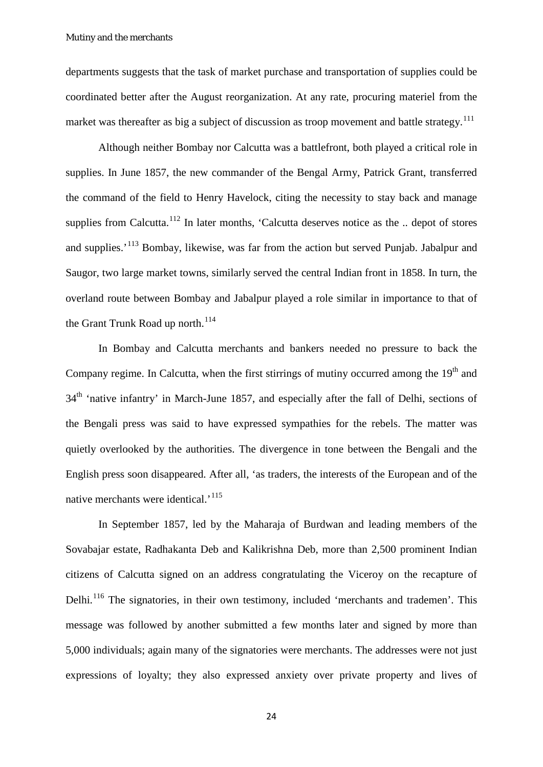departments suggests that the task of market purchase and transportation of supplies could be coordinated better after the August reorganization. At any rate, procuring materiel from the market was thereafter as big a subject of discussion as troop movement and battle strategy.[111]

Although neither Bombay nor Calcutta was a battlefront, both played a critical role in supplies. In June 1857, the new commander of the Bengal Army, Patrick Grant, transferred the command of the field to Henry Havelock, citing the necessity to stay back and manage supplies from Calcutta.[112] In later months, 'Calcutta deserves notice as the .. depot of stores and supplies.'[113] Bombay, likewise, was far from the action but served Punjab. Jabalpur and Saugor, two large market towns, similarly served the central Indian front in 1858. In turn, the overland route between Bombay and Jabalpur played a role similar in importance to that of the Grant Trunk Road up north.[114]

In Bombay and Calcutta merchants and bankers needed no pressure to back the Company regime. In Calcutta, when the first stirrings of mutiny occurred among the 19th and 34th 'native infantry' in March-June 1857, and especially after the fall of Delhi, sections of the Bengali press was said to have expressed sympathies for the rebels. The matter was quietly overlooked by the authorities. The divergence in tone between the Bengali and the English press soon disappeared. After all, 'as traders, the interests of the European and of the native merchants were identical.'[115]

In September 1857, led by the Maharaja of Burdwan and leading members of the Sovabajar estate, Radhakanta Deb and Kalikrishna Deb, more than 2,500 prominent Indian citizens of Calcutta signed on an address congratulating the Viceroy on the recapture of Delhi.[116] The signatories, in their own testimony, included 'merchants and trademen'. This message was followed by another submitted a few months later and signed by more than 5,000 individuals; again many of the signatories were merchants. The addresses were not just expressions of loyalty; they also expressed anxiety over private property and lives of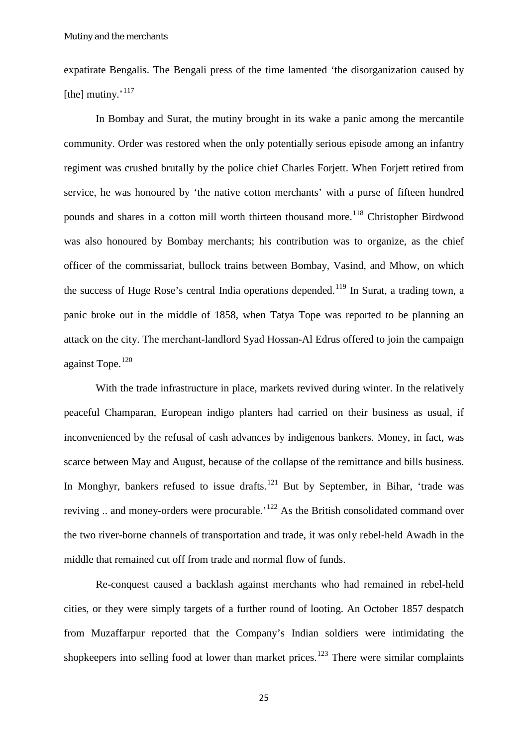expatirate Bengalis. The Bengali press of the time lamented 'the disorganization caused by [the] mutiny.'[117]

In Bombay and Surat, the mutiny brought in its wake a panic among the mercantile community. Order was restored when the only potentially serious episode among an infantry regiment was crushed brutally by the police chief Charles Forjett. When Forjett retired from service, he was honoured by 'the native cotton merchants' with a purse of fifteen hundred pounds and shares in a cotton mill worth thirteen thousand more.[118] Christopher Birdwood was also honoured by Bombay merchants; his contribution was to organize, as the chief officer of the commissariat, bullock trains between Bombay, Vasind, and Mhow, on which the success of Huge Rose's central India operations depended.[119] In Surat, a trading town, a panic broke out in the middle of 1858, when Tatya Tope was reported to be planning an attack on the city. The merchant-landlord Syad Hossan-Al Edrus offered to join the campaign against Tope.[120]

With the trade infrastructure in place, markets revived during winter. In the relatively peaceful Champaran, European indigo planters had carried on their business as usual, if inconvenienced by the refusal of cash advances by indigenous bankers. Money, in fact, was scarce between May and August, because of the collapse of the remittance and bills business. In Monghyr, bankers refused to issue drafts.[121] But by September, in Bihar, 'trade was reviving .. and money-orders were procurable.'[122] As the British consolidated command over the two river-borne channels of transportation and trade, it was only rebel-held Awadh in the middle that remained cut off from trade and normal flow of funds.

Re-conquest caused a backlash against merchants who had remained in rebel-held cities, or they were simply targets of a further round of looting. An October 1857 despatch from Muzaffarpur reported that the Company's Indian soldiers were intimidating the shopkeepers into selling food at lower than market prices.[123] There were similar complaints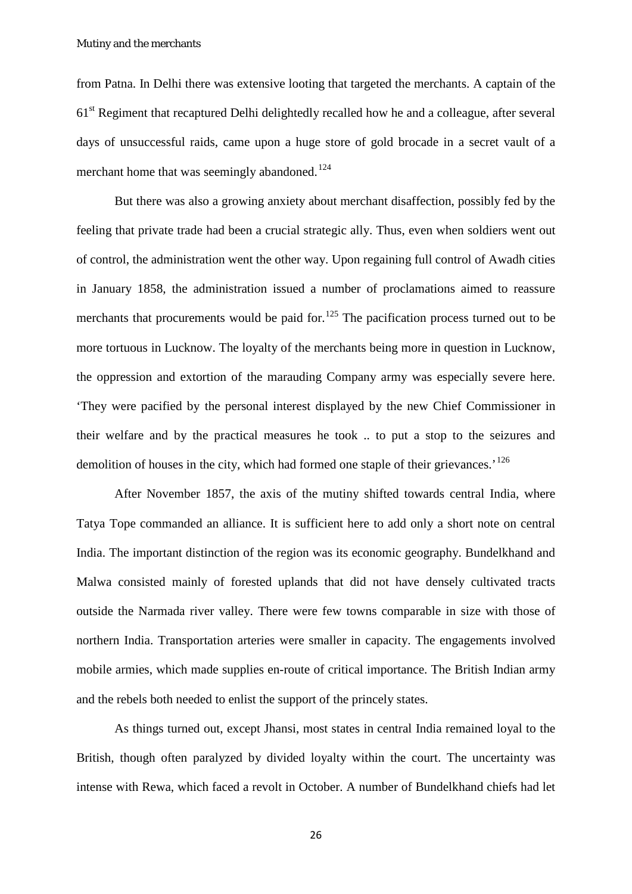from Patna. In Delhi there was extensive looting that targeted the merchants. A captain of the 61st Regiment that recaptured Delhi delightedly recalled how he and a colleague, after several days of unsuccessful raids, came upon a huge store of gold brocade in a secret vault of a merchant home that was seemingly abandoned.[124]

But there was also a growing anxiety about merchant disaffection, possibly fed by the feeling that private trade had been a crucial strategic ally. Thus, even when soldiers went out of control, the administration went the other way. Upon regaining full control of Awadh cities in January 1858, the administration issued a number of proclamations aimed to reassure merchants that procurements would be paid for.[125] The pacification process turned out to be more tortuous in Lucknow. The loyalty of the merchants being more in question in Lucknow, the oppression and extortion of the marauding Company army was especially severe here. 'They were pacified by the personal interest displayed by the new Chief Commissioner in their welfare and by the practical measures he took .. to put a stop to the seizures and demolition of houses in the city, which had formed one staple of their grievances.'[126]

After November 1857, the axis of the mutiny shifted towards central India, where Tatya Tope commanded an alliance. It is sufficient here to add only a short note on central India. The important distinction of the region was its economic geography. Bundelkhand and Malwa consisted mainly of forested uplands that did not have densely cultivated tracts outside the Narmada river valley. There were few towns comparable in size with those of northern India. Transportation arteries were smaller in capacity. The engagements involved mobile armies, which made supplies en-route of critical importance. The British Indian army and the rebels both needed to enlist the support of the princely states.

As things turned out, except Jhansi, most states in central India remained loyal to the British, though often paralyzed by divided loyalty within the court. The uncertainty was intense with Rewa, which faced a revolt in October. A number of Bundelkhand chiefs had let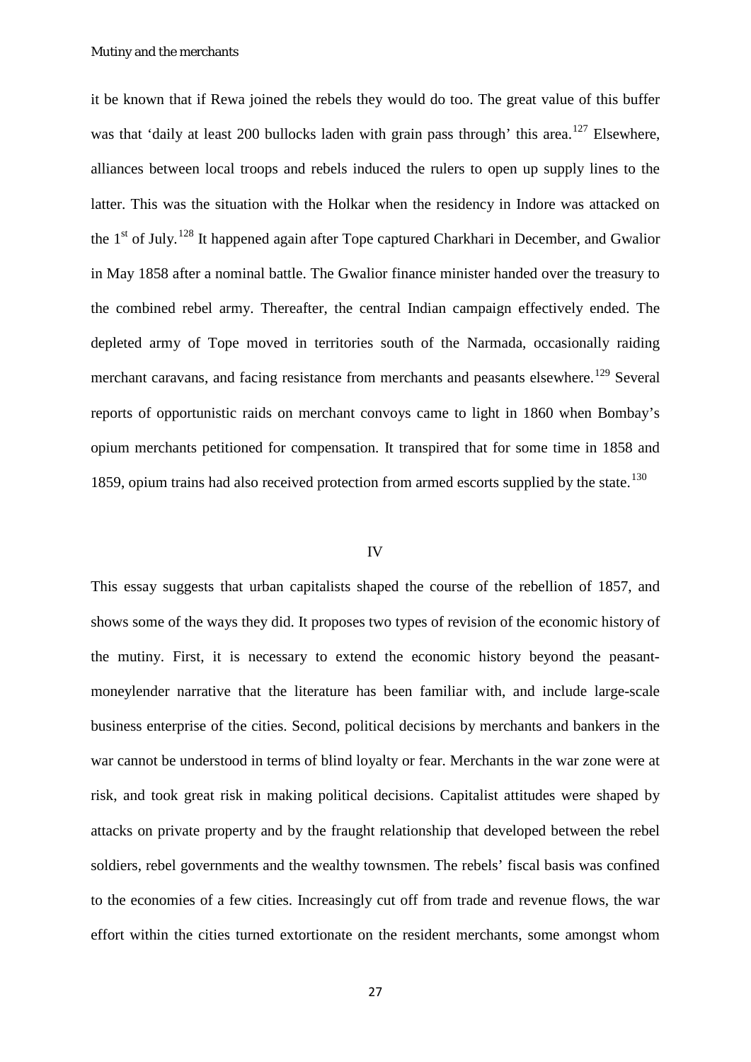it be known that if Rewa joined the rebels they would do too. The great value of this buffer was that 'daily at least 200 bullocks laden with grain pass through' this area.[127] Elsewhere, alliances between local troops and rebels induced the rulers to open up supply lines to the latter. This was the situation with the Holkar when the residency in Indore was attacked on the 1st of July.[128] It happened again after Tope captured Charkhari in December, and Gwalior in May 1858 after a nominal battle. The Gwalior finance minister handed over the treasury to the combined rebel army. Thereafter, the central Indian campaign effectively ended. The depleted army of Tope moved in territories south of the Narmada, occasionally raiding merchant caravans, and facing resistance from merchants and peasants elsewhere.[129] Several reports of opportunistic raids on merchant convoys came to light in 1860 when Bombay's opium merchants petitioned for compensation. It transpired that for some time in 1858 and 1859, opium trains had also received protection from armed escorts supplied by the state.[130]

## IV

This essay suggests that urban capitalists shaped the course of the rebellion of 1857, and shows some of the ways they did. It proposes two types of revision of the economic history of the mutiny. First, it is necessary to extend the economic history beyond the peasant-moneylender narrative that the literature has been familiar with, and include large-scale business enterprise of the cities. Second, political decisions by merchants and bankers in the war cannot be understood in terms of blind loyalty or fear. Merchants in the war zone were at risk, and took great risk in making political decisions. Capitalist attitudes were shaped by attacks on private property and by the fraught relationship that developed between the rebel soldiers, rebel governments and the wealthy townsmen. The rebels' fiscal basis was confined to the economies of a few cities. Increasingly cut off from trade and revenue flows, the war effort within the cities turned extortionate on the resident merchants, some amongst whom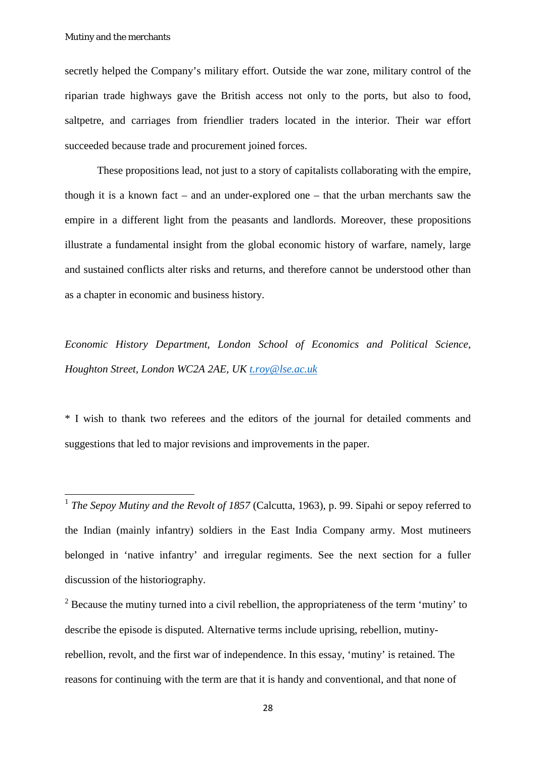secretly helped the Company's military effort. Outside the war zone, military control of the riparian trade highways gave the British access not only to the ports, but also to food, saltpetre, and carriages from friendlier traders located in the interior. Their war effort succeeded because trade and procurement joined forces.

These propositions lead, not just to a story of capitalists collaborating with the empire, though it is a known fact – and an under-explored one – that the urban merchants saw the empire in a different light from the peasants and landlords. Moreover, these propositions illustrate a fundamental insight from the global economic history of warfare, namely, large and sustained conflicts alter risks and returns, and therefore cannot be understood other than as a chapter in economic and business history.

*Economic History Department, London School of Economics and Political Science, Houghton Street, London WC2A 2AE, UK [t.roy@lse.ac.uk](mailto:t.roy@lse.ac.uk)*

* I wish to thank two referees and the editors of the journal for detailed comments and suggestions that led to major revisions and improvements in the paper.

---

[1] *The Sepoy Mutiny and the Revolt of 1857* (Calcutta, 1963), p. 99. Sipahi or sepoy referred to the Indian (mainly infantry) soldiers in the East India Company army. Most mutineers belonged in 'native infantry' and irregular regiments. See the next section for a fuller discussion of the historiography.

[2] Because the mutiny turned into a civil rebellion, the appropriateness of the term 'mutiny' to describe the episode is disputed. Alternative terms include uprising, rebellion, mutiny-rebellion, revolt, and the first war of independence. In this essay, 'mutiny' is retained. The reasons for continuing with the term are that it is handy and conventional, and that none of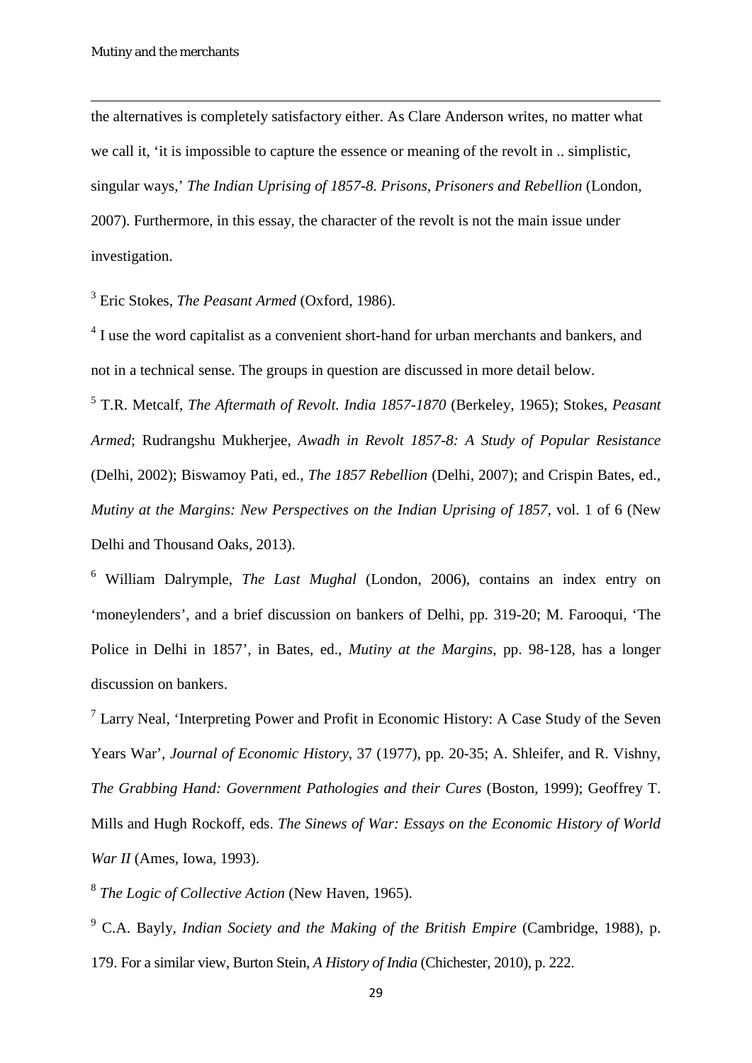the alternatives is completely satisfactory either. As Clare Anderson writes, no matter what we call it, 'it is impossible to capture the essence or meaning of the revolt in .. simplistic, singular ways,' *The Indian Uprising of 1857-8. Prisons, Prisoners and Rebellion* (London, 2007). Furthermore, in this essay, the character of the revolt is not the main issue under investigation.

[3] Eric Stokes, *The Peasant Armed* (Oxford, 1986).

[4] I use the word capitalist as a convenient short-hand for urban merchants and bankers, and not in a technical sense. The groups in question are discussed in more detail below.

[5] T.R. Metcalf, *The Aftermath of Revolt. India 1857-1870* (Berkeley, 1965); Stokes, *Peasant Armed*; Rudrangshu Mukherjee, *Awadh in Revolt 1857-8: A Study of Popular Resistance* (Delhi, 2002); Biswamoy Pati, ed., *The 1857 Rebellion* (Delhi, 2007); and Crispin Bates, ed., *Mutiny at the Margins: New Perspectives on the Indian Uprising of 1857*, vol. 1 of 6 (New Delhi and Thousand Oaks, 2013).

[6] William Dalrymple, *The Last Mughal* (London, 2006), contains an index entry on 'moneylenders', and a brief discussion on bankers of Delhi, pp. 319-20; M. Farooqui, 'The Police in Delhi in 1857', in Bates, ed., *Mutiny at the Margins*, pp. 98-128, has a longer discussion on bankers.

[7] Larry Neal, 'Interpreting Power and Profit in Economic History: A Case Study of the Seven Years War', *Journal of Economic History*, 37 (1977), pp. 20-35; A. Shleifer, and R. Vishny, *The Grabbing Hand: Government Pathologies and their Cures* (Boston, 1999); Geoffrey T. Mills and Hugh Rockoff, eds. *The Sinews of War: Essays on the Economic History of World War II* (Ames, Iowa, 1993).

[8] *The Logic of Collective Action* (New Haven, 1965).

[9] C.A. Bayly, *Indian Society and the Making of the British Empire* (Cambridge, 1988), p. 179. For a similar view, Burton Stein, *A History of India* (Chichester, 2010), p. 222.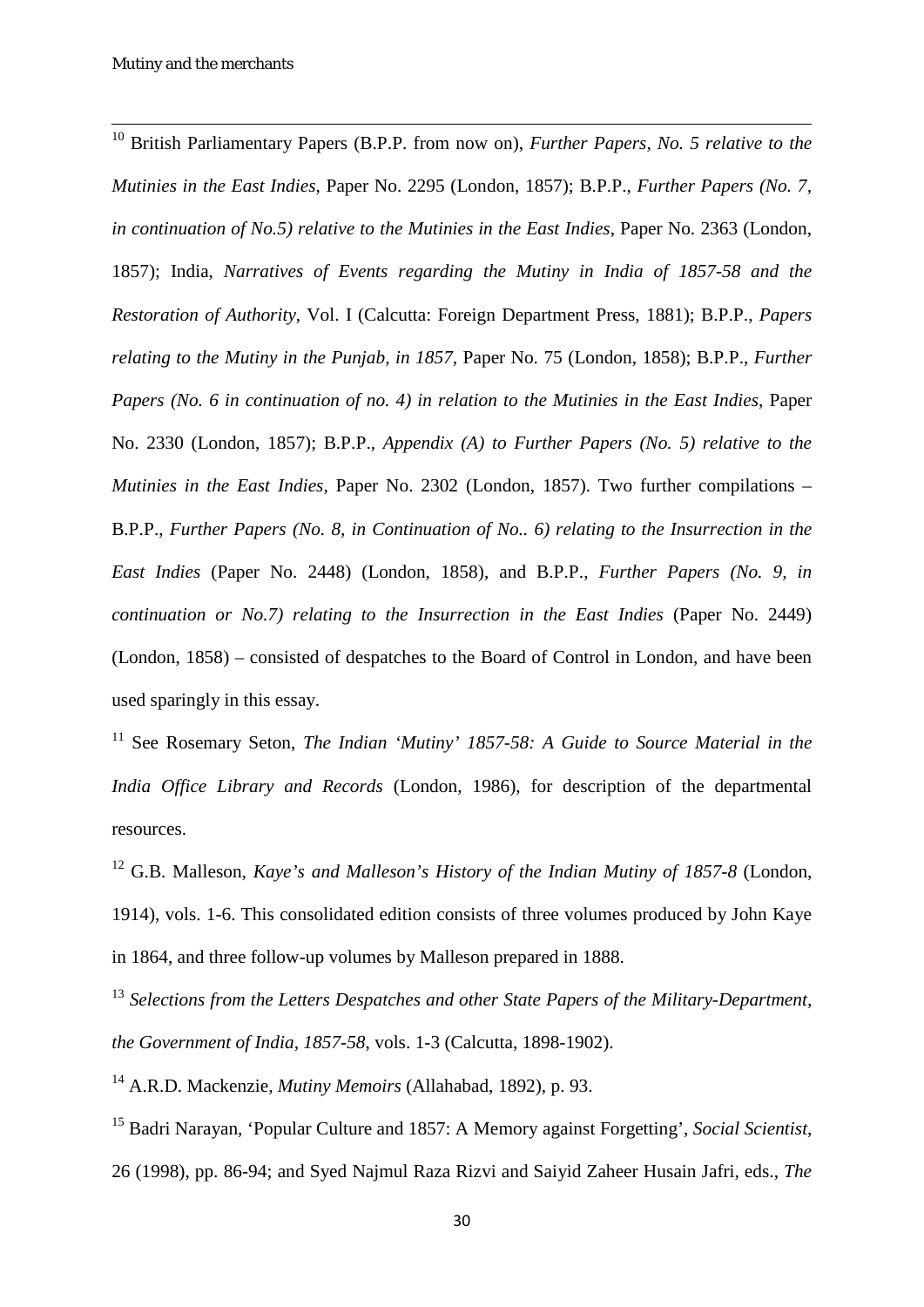[10] British Parliamentary Papers (B.P.P. from now on), *Further Papers, No. 5 relative to the Mutinies in the East Indies*, Paper No. 2295 (London, 1857); B.P.P., *Further Papers (No. 7, in continuation of No.5) relative to the Mutinies in the East Indies*, Paper No. 2363 (London, 1857); India, *Narratives of Events regarding the Mutiny in India of 1857-58 and the Restoration of Authority*, Vol. I (Calcutta: Foreign Department Press, 1881); B.P.P., *Papers relating to the Mutiny in the Punjab, in 1857*, Paper No. 75 (London, 1858); B.P.P., *Further Papers (No. 6 in continuation of no. 4) in relation to the Mutinies in the East Indies*, Paper No. 2330 (London, 1857); B.P.P., *Appendix (A) to Further Papers (No. 5) relative to the Mutinies in the East Indies*, Paper No. 2302 (London, 1857). Two further compilations – B.P.P., *Further Papers (No. 8, in Continuation of No.. 6) relating to the Insurrection in the East Indies* (Paper No. 2448) (London, 1858), and B.P.P., *Further Papers (No. 9, in continuation or No.7) relating to the Insurrection in the East Indies* (Paper No. 2449) (London, 1858) – consisted of despatches to the Board of Control in London, and have been used sparingly in this essay.

[11] See Rosemary Seton, *The Indian 'Mutiny' 1857-58: A Guide to Source Material in the India Office Library and Records* (London, 1986), for description of the departmental resources.

[12] G.B. Malleson, *Kaye's and Malleson's History of the Indian Mutiny of 1857-8* (London, 1914), vols. 1-6. This consolidated edition consists of three volumes produced by John Kaye in 1864, and three follow-up volumes by Malleson prepared in 1888.

[13] *Selections from the Letters Despatches and other State Papers of the Military-Department, the Government of India, 1857-58*, vols. 1-3 (Calcutta, 1898-1902).

[14] A.R.D. Mackenzie, *Mutiny Memoirs* (Allahabad, 1892), p. 93.

[15] Badri Narayan, 'Popular Culture and 1857: A Memory against Forgetting', *Social Scientist*, 26 (1998), pp. 86-94; and Syed Najmul Raza Rizvi and Saiyid Zaheer Husain Jafri, eds., *The*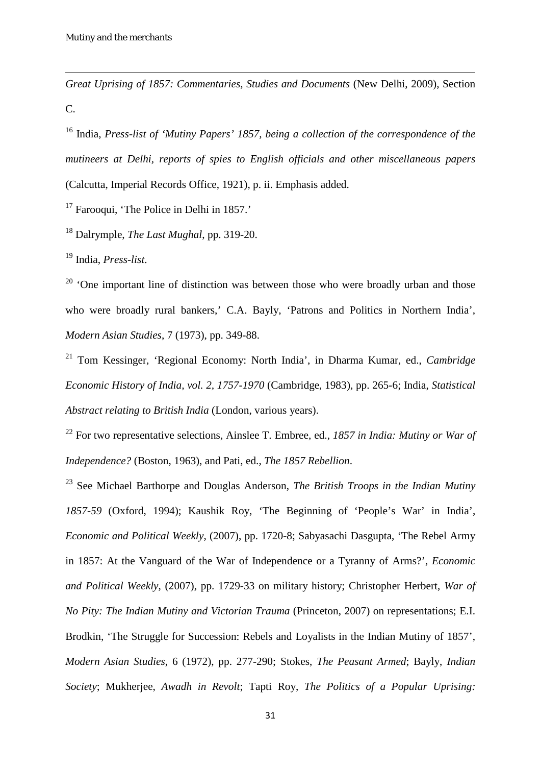*Great Uprising of 1857: Commentaries, Studies and Documents* (New Delhi, 2009), Section C.

[16] India, *Press-list of 'Mutiny Papers' 1857, being a collection of the correspondence of the mutineers at Delhi, reports of spies to English officials and other miscellaneous papers* (Calcutta, Imperial Records Office, 1921), p. ii. Emphasis added.

[17] Farooqui, 'The Police in Delhi in 1857.'

[18] Dalrymple, *The Last Mughal*, pp. 319-20.

[19] India, *Press-list*.

[20] 'One important line of distinction was between those who were broadly urban and those who were broadly rural bankers,' C.A. Bayly, 'Patrons and Politics in Northern India', *Modern Asian Studies*, 7 (1973), pp. 349-88.

[21] Tom Kessinger, 'Regional Economy: North India', in Dharma Kumar, ed., *Cambridge Economic History of India, vol. 2, 1757-1970* (Cambridge, 1983), pp. 265-6; India, *Statistical Abstract relating to British India* (London, various years).

[22] For two representative selections, Ainslee T. Embree, ed., *1857 in India: Mutiny or War of Independence?* (Boston, 1963), and Pati, ed., *The 1857 Rebellion*.

[23] See Michael Barthorpe and Douglas Anderson, *The British Troops in the Indian Mutiny 1857-59* (Oxford, 1994); Kaushik Roy, 'The Beginning of 'People's' War' in India', *Economic and Political Weekly*, (2007), pp. 1720-8; Sabyasachi Dasgupta, 'The Rebel Army in 1857: At the Vanguard of the War of Independence or a Tyranny of Arms?', *Economic and Political Weekly*, (2007), pp. 1729-33 on military history; Christopher Herbert, *War of No Pity: The Indian Mutiny and Victorian Trauma* (Princeton, 2007) on representations; E.I. Brodkin, 'The Struggle for Succession: Rebels and Loyalists in the Indian Mutiny of 1857', *Modern Asian Studies*, 6 (1972), pp. 277-290; Stokes, *The Peasant Armed*; Bayly, *Indian Society*; Mukherjee, *Awadh in Revolt*; Tapti Roy, *The Politics of a Popular Uprising:*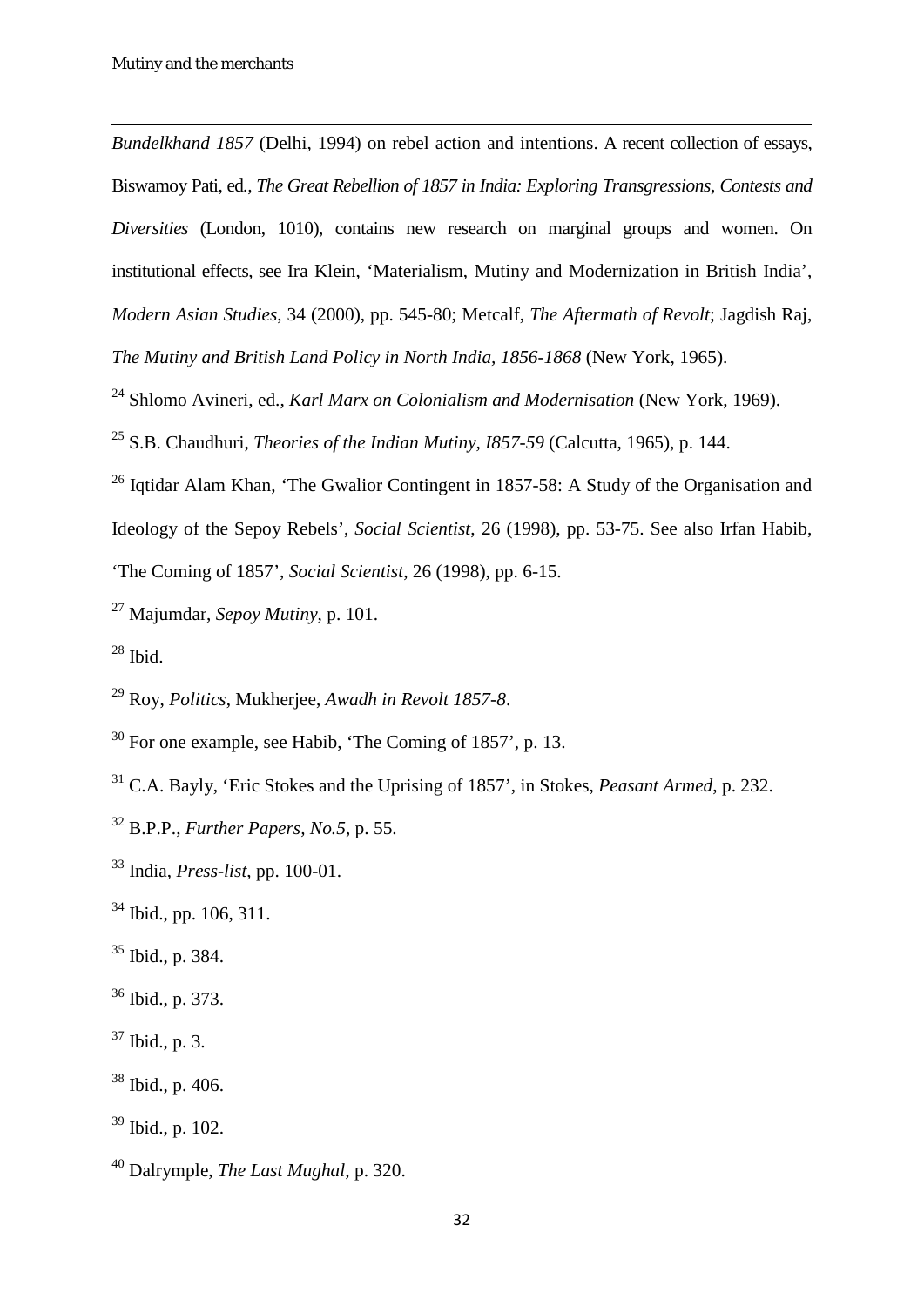*Bundelkhand 1857* (Delhi, 1994) on rebel action and intentions. A recent collection of essays, Biswamoy Pati, ed., *The Great Rebellion of 1857 in India: Exploring Transgressions, Contests and Diversities* (London, 1010), contains new research on marginal groups and women. On institutional effects, see Ira Klein, 'Materialism, Mutiny and Modernization in British India', *Modern Asian Studies*, 34 (2000), pp. 545-80; Metcalf, *The Aftermath of Revolt*; Jagdish Raj, *The Mutiny and British Land Policy in North India, 1856-1868* (New York, 1965).

[24] Shlomo Avineri, ed., *Karl Marx on Colonialism and Modernisation* (New York, 1969).

[25] S.B. Chaudhuri, *Theories of the Indian Mutiny, I857-59* (Calcutta, 1965), p. 144.

[26] Iqtidar Alam Khan, 'The Gwalior Contingent in 1857-58: A Study of the Organisation and Ideology of the Sepoy Rebels', *Social Scientist*, 26 (1998), pp. 53-75. See also Irfan Habib, 'The Coming of 1857', *Social Scientist*, 26 (1998), pp. 6-15.

[27] Majumdar, *Sepoy Mutiny*, p. 101.

[28] Ibid.

[29] Roy, *Politics*, Mukherjee, *Awadh in Revolt 1857-8*.

[30] For one example, see Habib, 'The Coming of 1857', p. 13.

[31] C.A. Bayly, 'Eric Stokes and the Uprising of 1857', in Stokes, *Peasant Armed*, p. 232.

[32] B.P.P., *Further Papers, No.5*, p. 55.

[33] India, *Press-list*, pp. 100-01.

[34] Ibid., pp. 106, 311.

[35] Ibid., p. 384.

[36] Ibid., p. 373.

[37] Ibid., p. 3.

[38] Ibid., p. 406.

[39] Ibid., p. 102.

[40] Dalrymple, *The Last Mughal*, p. 320.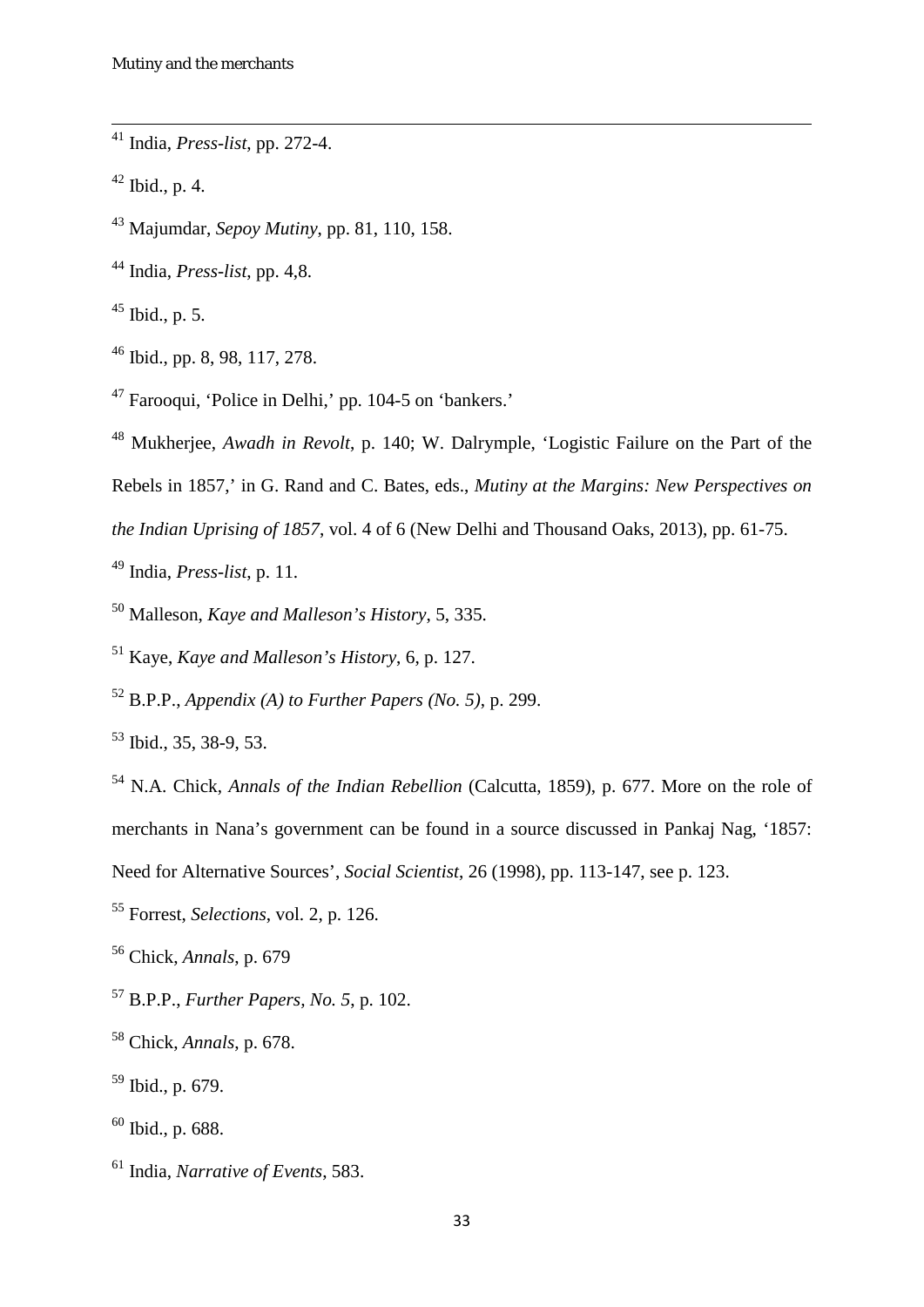[41] India, *Press-list*, pp. 272-4.

[42] Ibid., p. 4.

[43] Majumdar, *Sepoy Mutiny*, pp. 81, 110, 158.

[44] India, *Press-list*, pp. 4,8.

[45] Ibid., p. 5.

[46] Ibid., pp. 8, 98, 117, 278.

[47] Farooqui, 'Police in Delhi,' pp. 104-5 on 'bankers.'

[48] Mukherjee, *Awadh in Revolt*, p. 140; W. Dalrymple, 'Logistic Failure on the Part of the Rebels in 1857,' in G. Rand and C. Bates, eds., *Mutiny at the Margins: New Perspectives on the Indian Uprising of 1857*, vol. 4 of 6 (New Delhi and Thousand Oaks, 2013), pp. 61-75.

[49] India, *Press-list*, p. 11.

[50] Malleson, *Kaye and Malleson's History*, 5, 335.

[51] Kaye, *Kaye and Malleson's History*, 6, p. 127.

[52] B.P.P., *Appendix (A) to Further Papers (No. 5)*, p. 299.

[53] Ibid., 35, 38-9, 53.

[54] N.A. Chick, *Annals of the Indian Rebellion* (Calcutta, 1859), p. 677. More on the role of merchants in Nana's government can be found in a source discussed in Pankaj Nag, '1857: Need for Alternative Sources', *Social Scientist*, 26 (1998), pp. 113-147, see p. 123.

[55] Forrest, *Selections*, vol. 2, p. 126.

[56] Chick, *Annals*, p. 679

[57] B.P.P., *Further Papers, No. 5*, p. 102.

[58] Chick, *Annals*, p. 678.

[59] Ibid., p. 679.

[60] Ibid., p. 688.

[61] India, *Narrative of Events*, 583.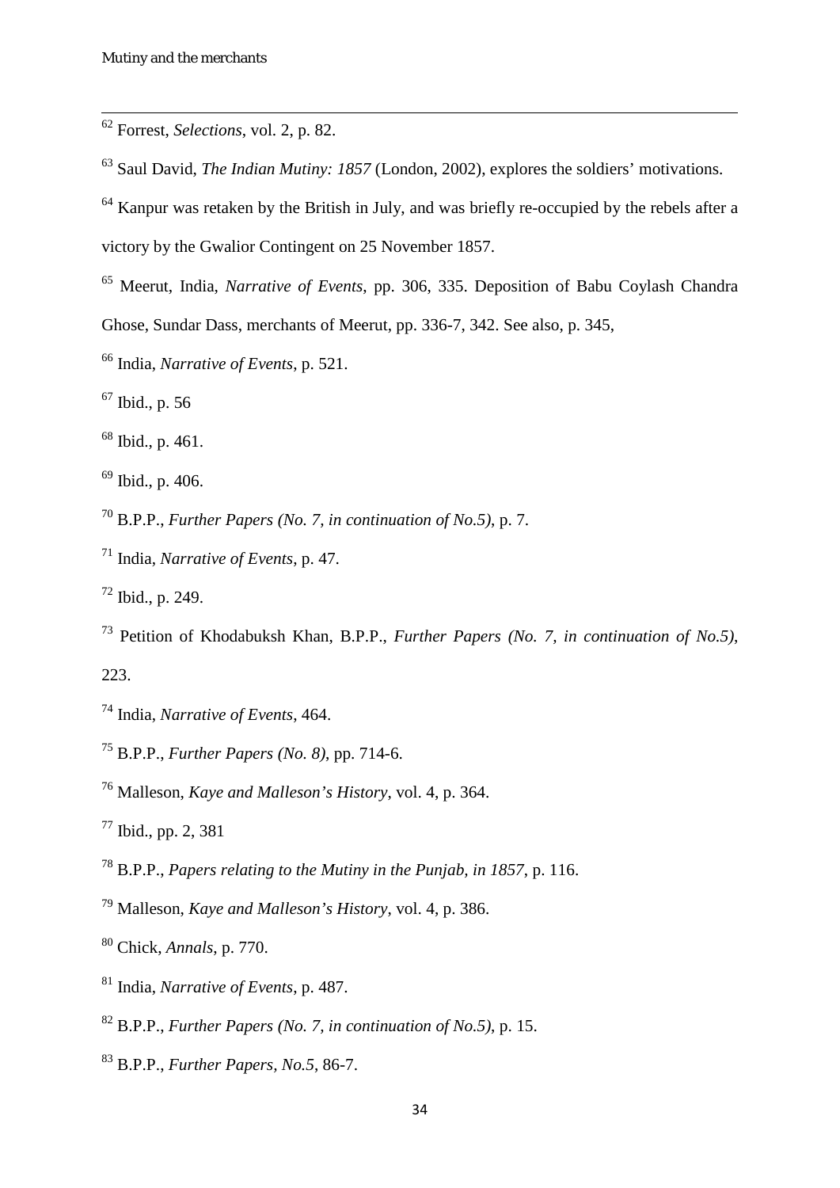[62] Forrest, *Selections*, vol. 2, p. 82.

[63] Saul David, *The Indian Mutiny: 1857* (London, 2002), explores the soldiers' motivations.

[64] Kanpur was retaken by the British in July, and was briefly re-occupied by the rebels after a victory by the Gwalior Contingent on 25 November 1857.

[65] Meerut, India, *Narrative of Events*, pp. 306, 335. Deposition of Babu Coylash Chandra Ghose, Sundar Dass, merchants of Meerut, pp. 336-7, 342. See also, p. 345,

[66] India, *Narrative of Events*, p. 521.

[67] Ibid., p. 56

[68] Ibid., p. 461.

[69] Ibid., p. 406.

[70] B.P.P., *Further Papers (No. 7, in continuation of No.5)*, p. 7.

[71] India, *Narrative of Events*, p. 47.

[72] Ibid., p. 249.

[73] Petition of Khodabuksh Khan, B.P.P., *Further Papers (No. 7, in continuation of No.5)*, 223.

[74] India, *Narrative of Events*, 464.

[75] B.P.P., *Further Papers (No. 8)*, pp. 714-6.

[76] Malleson, *Kaye and Malleson's History*, vol. 4, p. 364.

[77] Ibid., pp. 2, 381

[78] B.P.P., *Papers relating to the Mutiny in the Punjab, in 1857*, p. 116.

[79] Malleson, *Kaye and Malleson's History*, vol. 4, p. 386.

[80] Chick, *Annals*, p. 770.

[81] India, *Narrative of Events*, p. 487.

[82] B.P.P., *Further Papers (No. 7, in continuation of No.5)*, p. 15.

[83] B.P.P., *Further Papers, No.5*, 86-7.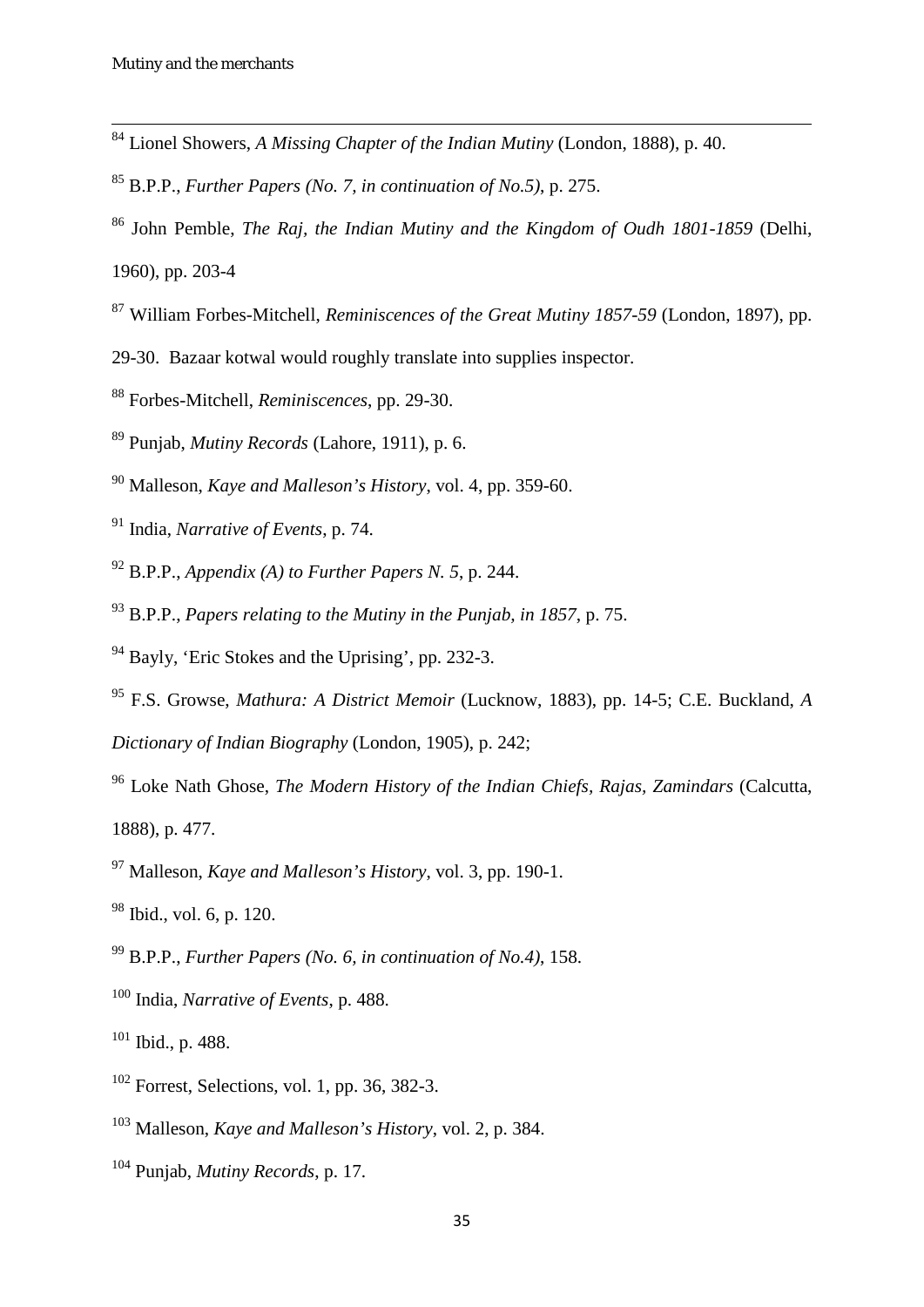[84] Lionel Showers, *A Missing Chapter of the Indian Mutiny* (London, 1888), p. 40.

[85] B.P.P., *Further Papers (No. 7, in continuation of No.5)*, p. 275.

[86] John Pemble, *The Raj, the Indian Mutiny and the Kingdom of Oudh 1801-1859* (Delhi, 1960), pp. 203-4

[87] William Forbes-Mitchell, *Reminiscences of the Great Mutiny 1857-59* (London, 1897), pp. 29-30. Bazaar kotwal would roughly translate into supplies inspector.

[88] Forbes-Mitchell, *Reminiscences*, pp. 29-30.

[89] Punjab, *Mutiny Records* (Lahore, 1911), p. 6.

[90] Malleson, *Kaye and Malleson's History*, vol. 4, pp. 359-60.

[91] India, *Narrative of Events*, p. 74.

[92] B.P.P., *Appendix (A) to Further Papers N. 5*, p. 244.

[93] B.P.P., *Papers relating to the Mutiny in the Punjab, in 1857*, p. 75.

[94] Bayly, 'Eric Stokes and the Uprising', pp. 232-3.

[95] F.S. Growse, *Mathura: A District Memoir* (Lucknow, 1883), pp. 14-5; C.E. Buckland, *A Dictionary of Indian Biography* (London, 1905), p. 242;

[96] Loke Nath Ghose, *The Modern History of the Indian Chiefs, Rajas, Zamindars* (Calcutta, 1888), p. 477.

[97] Malleson, *Kaye and Malleson's History*, vol. 3, pp. 190-1.

[98] Ibid., vol. 6, p. 120.

[99] B.P.P., *Further Papers (No. 6, in continuation of No.4)*, 158.

[100] India, *Narrative of Events*, p. 488.

[101] Ibid., p. 488.

[102] Forrest, Selections, vol. 1, pp. 36, 382-3.

[103] Malleson, *Kaye and Malleson's History*, vol. 2, p. 384.

[104] Punjab, *Mutiny Records*, p. 17.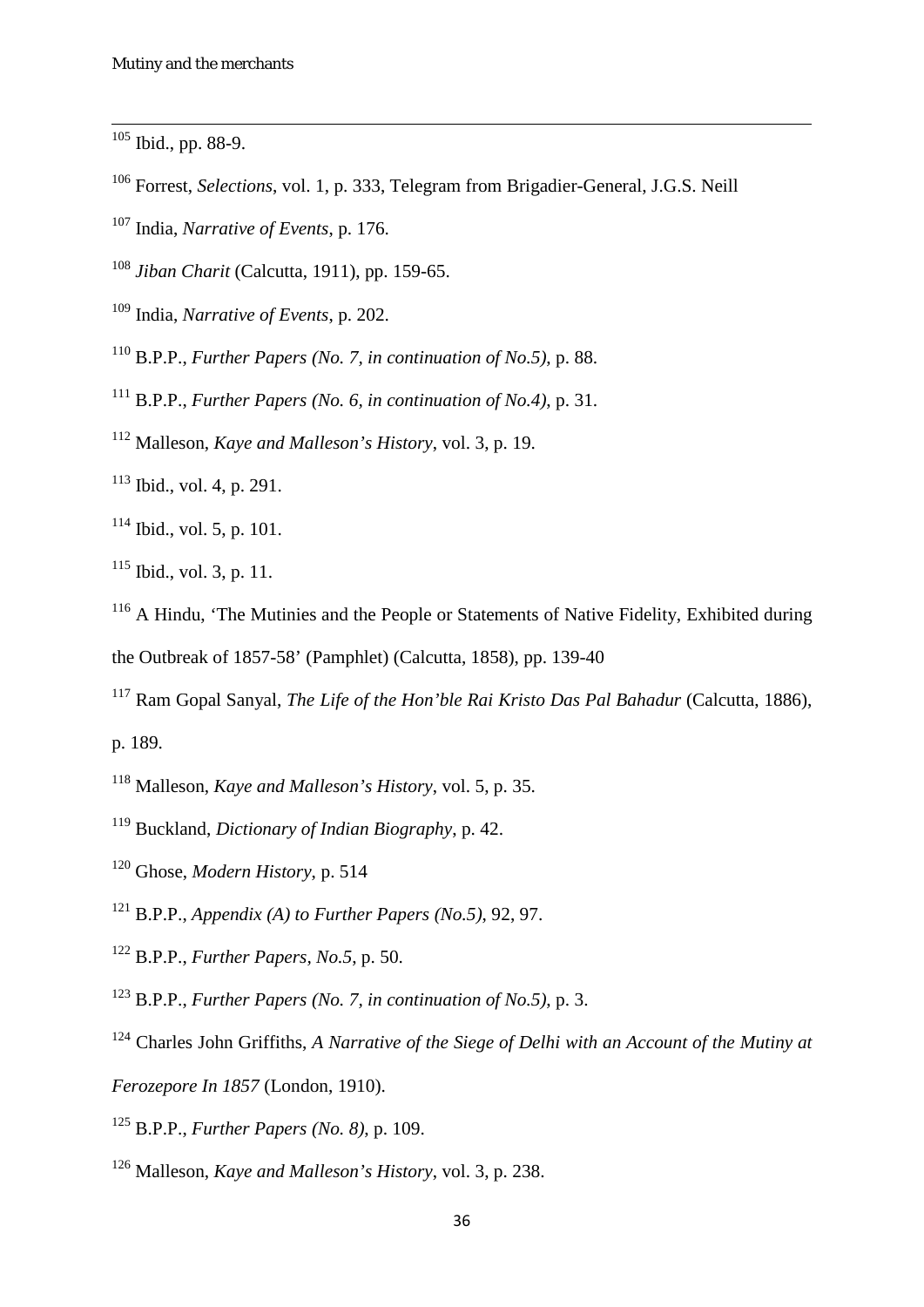[105] Ibid., pp. 88-9.

[106] Forrest, *Selections*, vol. 1, p. 333, Telegram from Brigadier-General, J.G.S. Neill

[107] India, *Narrative of Events*, p. 176.

[108] *Jiban Charit* (Calcutta, 1911), pp. 159-65.

[109] India, *Narrative of Events*, p. 202.

[110] B.P.P., *Further Papers (No. 7, in continuation of No.5)*, p. 88.

[111] B.P.P., *Further Papers (No. 6, in continuation of No.4)*, p. 31.

[112] Malleson, *Kaye and Malleson's History*, vol. 3, p. 19.

[113] Ibid., vol. 4, p. 291.

[114] Ibid., vol. 5, p. 101.

[115] Ibid., vol. 3, p. 11.

[116] A Hindu, 'The Mutinies and the People or Statements of Native Fidelity, Exhibited during the Outbreak of 1857-58' (Pamphlet) (Calcutta, 1858), pp. 139-40

[117] Ram Gopal Sanyal, *The Life of the Hon'ble Rai Kristo Das Pal Bahadur* (Calcutta, 1886), p. 189.

[118] Malleson, *Kaye and Malleson's History*, vol. 5, p. 35.

[119] Buckland, *Dictionary of Indian Biography*, p. 42.

[120] Ghose, *Modern History*, p. 514

[121] B.P.P., *Appendix (A) to Further Papers (No.5)*, 92, 97.

[122] B.P.P., *Further Papers, No.5*, p. 50.

[123] B.P.P., *Further Papers (No. 7, in continuation of No.5)*, p. 3.

[124] Charles John Griffiths, *A Narrative of the Siege of Delhi with an Account of the Mutiny at Ferozepore In 1857* (London, 1910).

[125] B.P.P., *Further Papers (No. 8)*, p. 109.

[126] Malleson, *Kaye and Malleson's History*, vol. 3, p. 238.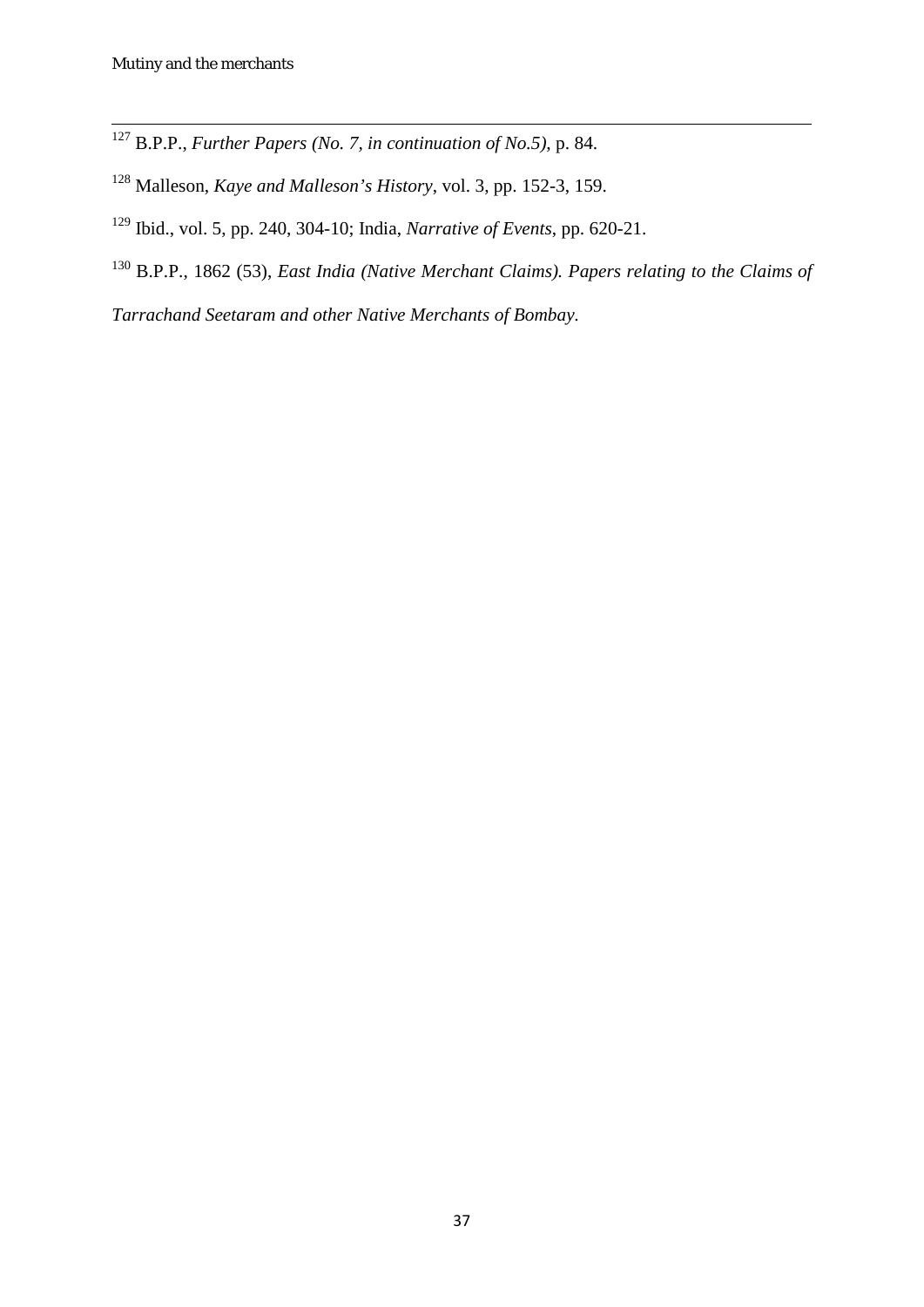[127] B.P.P., *Further Papers (No. 7, in continuation of No.5)*, p. 84.

[128] Malleson, *Kaye and Malleson's History*, vol. 3, pp. 152-3, 159.

[129] Ibid., vol. 5, pp. 240, 304-10; India, *Narrative of Events*, pp. 620-21.

[130] B.P.P., 1862 (53), *East India (Native Merchant Claims). Papers relating to the Claims of Tarrachand Seetaram and other Native Merchants of Bombay.*